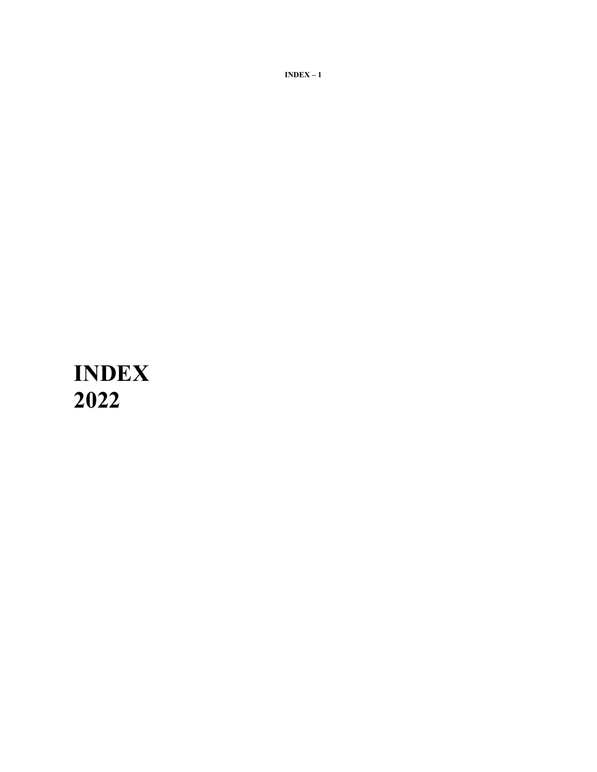# INDEX
# 2022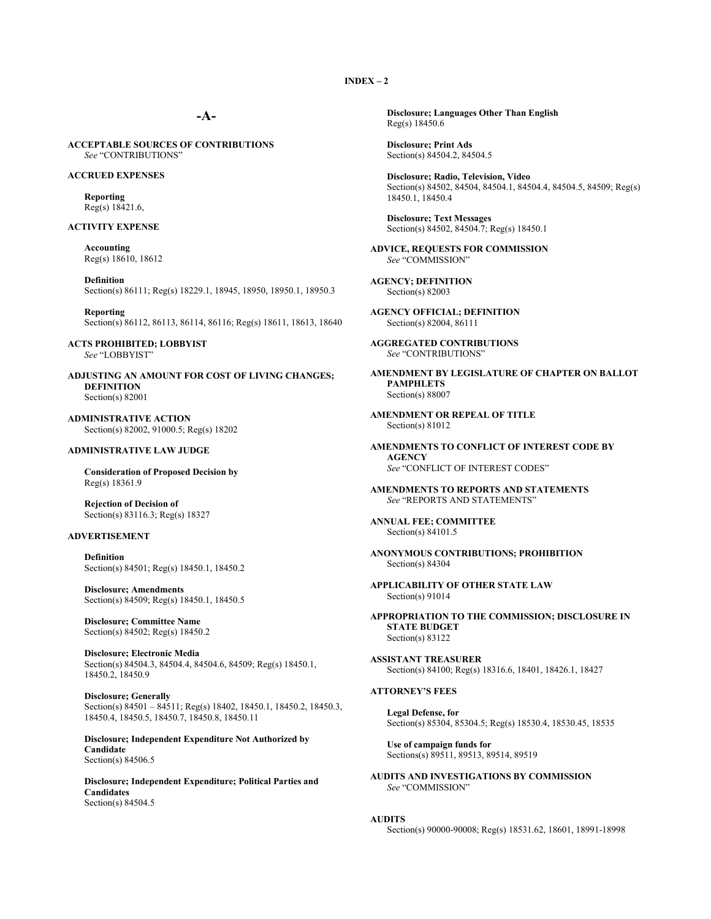## -A-

**ACCEPTABLE SOURCES OF CONTRIBUTIONS**
*See* "CONTRIBUTIONS"

**ACCRUED EXPENSES**

**Reporting**
Reg(s) 18421.6,

**ACTIVITY EXPENSE**

**Accounting**
Reg(s) 18610, 18612

**Definition**
Section(s) 86111; Reg(s) 18229.1, 18945, 18950, 18950.1, 18950.3

**Reporting**
Section(s) 86112, 86113, 86114, 86116; Reg(s) 18611, 18613, 18640

**ACTS PROHIBITED; LOBBYIST**
*See* "LOBBYIST"

**ADJUSTING AN AMOUNT FOR COST OF LIVING CHANGES; DEFINITION**
Section(s) 82001

**ADMINISTRATIVE ACTION**
Section(s) 82002, 91000.5; Reg(s) 18202

**ADMINISTRATIVE LAW JUDGE**

**Consideration of Proposed Decision by**
Reg(s) 18361.9

**Rejection of Decision of**
Section(s) 83116.3; Reg(s) 18327

**ADVERTISEMENT**

**Definition**
Section(s) 84501; Reg(s) 18450.1, 18450.2

**Disclosure; Amendments**
Section(s) 84509; Reg(s) 18450.1, 18450.5

**Disclosure; Committee Name**
Section(s) 84502; Reg(s) 18450.2

**Disclosure; Electronic Media**
Section(s) 84504.3, 84504.4, 84504.6, 84509; Reg(s) 18450.1, 18450.2, 18450.9

**Disclosure; Generally**
Section(s) 84501 – 84511; Reg(s) 18402, 18450.1, 18450.2, 18450.3, 18450.4, 18450.5, 18450.7, 18450.8, 18450.11

**Disclosure; Independent Expenditure Not Authorized by Candidate**
Section(s) 84506.5

**Disclosure; Independent Expenditure; Political Parties and Candidates**
Section(s) 84504.5

**Disclosure; Languages Other Than English**
Reg(s) 18450.6

**Disclosure; Print Ads**
Section(s) 84504.2, 84504.5

**Disclosure; Radio, Television, Video**
Section(s) 84502, 84504, 84504.1, 84504.4, 84504.5, 84509; Reg(s) 18450.1, 18450.4

**Disclosure; Text Messages**
Section(s) 84502, 84504.7; Reg(s) 18450.1

**ADVICE, REQUESTS FOR COMMISSION**
*See* "COMMISSION"

**AGENCY; DEFINITION**
Section(s) 82003

**AGENCY OFFICIAL; DEFINITION**
Section(s) 82004, 86111

**AGGREGATED CONTRIBUTIONS**
*See* "CONTRIBUTIONS"

**AMENDMENT BY LEGISLATURE OF CHAPTER ON BALLOT PAMPHLETS**
Section(s) 88007

**AMENDMENT OR REPEAL OF TITLE**
Section(s) 81012

**AMENDMENTS TO CONFLICT OF INTEREST CODE BY AGENCY**
*See* "CONFLICT OF INTEREST CODES"

**AMENDMENTS TO REPORTS AND STATEMENTS**
*See* "REPORTS AND STATEMENTS"

**ANNUAL FEE; COMMITTEE**
Section(s) 84101.5

**ANONYMOUS CONTRIBUTIONS; PROHIBITION**
Section(s) 84304

**APPLICABILITY OF OTHER STATE LAW**
Section(s) 91014

**APPROPRIATION TO THE COMMISSION; DISCLOSURE IN STATE BUDGET**
Section(s) 83122

**ASSISTANT TREASURER**
Section(s) 84100; Reg(s) 18316.6, 18401, 18426.1, 18427

**ATTORNEY'S FEES**

**Legal Defense, for**
Section(s) 85304, 85304.5; Reg(s) 18530.4, 18530.45, 18535

**Use of campaign funds for**
Sections(s) 89511, 89513, 89514, 89519

**AUDITS AND INVESTIGATIONS BY COMMISSION**
*See* "COMMISSION"

**AUDITS**
Section(s) 90000-90008; Reg(s) 18531.62, 18601, 18991-18998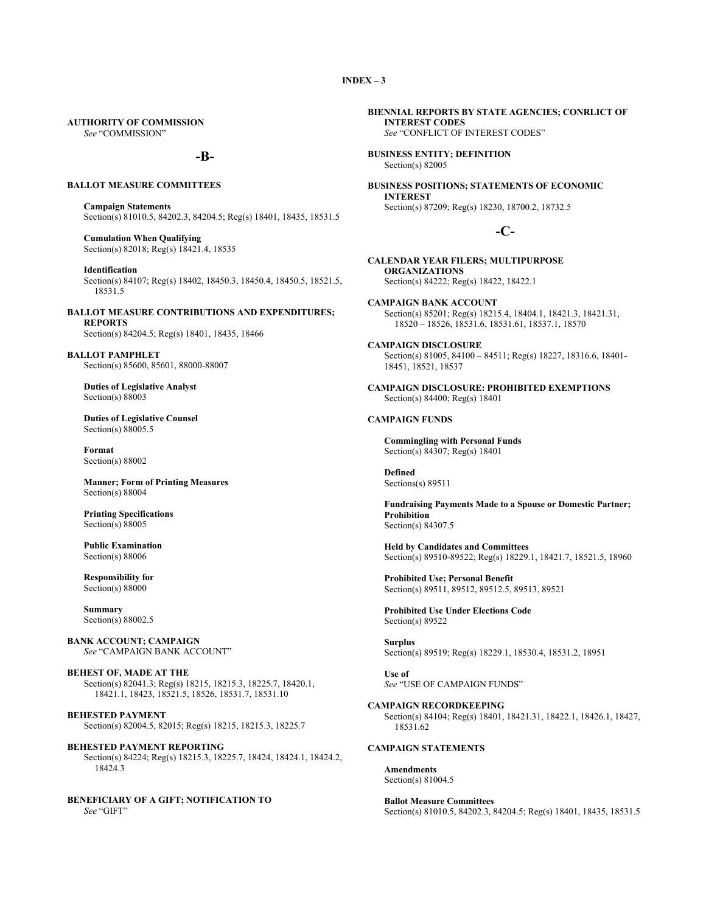**AUTHORITY OF COMMISSION**
*See* "COMMISSION"

## -B-

**BALLOT MEASURE COMMITTEES**

**Campaign Statements**
Section(s) 81010.5, 84202.3, 84204.5; Reg(s) 18401, 18435, 18531.5

**Cumulation When Qualifying**
Section(s) 82018; Reg(s) 18421.4, 18535

**Identification**
Section(s) 84107; Reg(s) 18402, 18450.3, 18450.4, 18450.5, 18521.5, 18531.5

**BALLOT MEASURE CONTRIBUTIONS AND EXPENDITURES; REPORTS**
Section(s) 84204.5; Reg(s) 18401, 18435, 18466

**BALLOT PAMPHLET**
Section(s) 85600, 85601, 88000-88007

**Duties of Legislative Analyst**
Section(s) 88003

**Duties of Legislative Counsel**
Section(s) 88005.5

**Format**
Section(s) 88002

**Manner; Form of Printing Measures**
Section(s) 88004

**Printing Specifications**
Section(s) 88005

**Public Examination**
Section(s) 88006

**Responsibility for**
Section(s) 88000

**Summary**
Section(s) 88002.5

**BANK ACCOUNT; CAMPAIGN**
*See* "CAMPAIGN BANK ACCOUNT"

**BEHEST OF, MADE AT THE**
Section(s) 82041.3; Reg(s) 18215, 18215.3, 18225.7, 18420.1, 18421.1, 18423, 18521.5, 18526, 18531.7, 18531.10

**BEHESTED PAYMENT**
Section(s) 82004.5, 82015; Reg(s) 18215, 18215.3, 18225.7

**BEHESTED PAYMENT REPORTING**
Section(s) 84224; Reg(s) 18215.3, 18225.7, 18424, 18424.1, 18424.2, 18424.3

**BENEFICIARY OF A GIFT; NOTIFICATION TO**
*See* "GIFT"

**BIENNIAL REPORTS BY STATE AGENCIES; CONRLICT OF INTEREST CODES**
*See* "CONFLICT OF INTEREST CODES"

**BUSINESS ENTITY; DEFINITION**
Section(s) 82005

**BUSINESS POSITIONS; STATEMENTS OF ECONOMIC INTEREST**
Section(s) 87209; Reg(s) 18230, 18700.2, 18732.5

## -C-

**CALENDAR YEAR FILERS; MULTIPURPOSE ORGANIZATIONS**
Section(s) 84222; Reg(s) 18422, 18422.1

**CAMPAIGN BANK ACCOUNT**
Section(s) 85201; Reg(s) 18215.4, 18404.1, 18421.3, 18421.31, 18520 – 18526, 18531.6, 18531.61, 18537.1, 18570

**CAMPAIGN DISCLOSURE**
Section(s) 81005, 84100 – 84511; Reg(s) 18227, 18316.6, 18401-18451, 18521, 18537

**CAMPAIGN DISCLOSURE: PROHIBITED EXEMPTIONS**
Section(s) 84400; Reg(s) 18401

**CAMPAIGN FUNDS**

**Commingling with Personal Funds**
Section(s) 84307; Reg(s) 18401

**Defined**
Sections(s) 89511

**Fundraising Payments Made to a Spouse or Domestic Partner; Prohibition**
Section(s) 84307.5

**Held by Candidates and Committees**
Section(s) 89510-89522; Reg(s) 18229.1, 18421.7, 18521.5, 18960

**Prohibited Use; Personal Benefit**
Section(s) 89511, 89512, 89512.5, 89513, 89521

**Prohibited Use Under Elections Code**
Section(s) 89522

**Surplus**
Section(s) 89519; Reg(s) 18229.1, 18530.4, 18531.2, 18951

**Use of**
*See* "USE OF CAMPAIGN FUNDS"

**CAMPAIGN RECORDKEEPING**
Section(s) 84104; Reg(s) 18401, 18421.31, 18422.1, 18426.1, 18427, 18531.62

**CAMPAIGN STATEMENTS**

**Amendments**
Section(s) 81004.5

**Ballot Measure Committees**
Section(s) 81010.5, 84202.3, 84204.5; Reg(s) 18401, 18435, 18531.5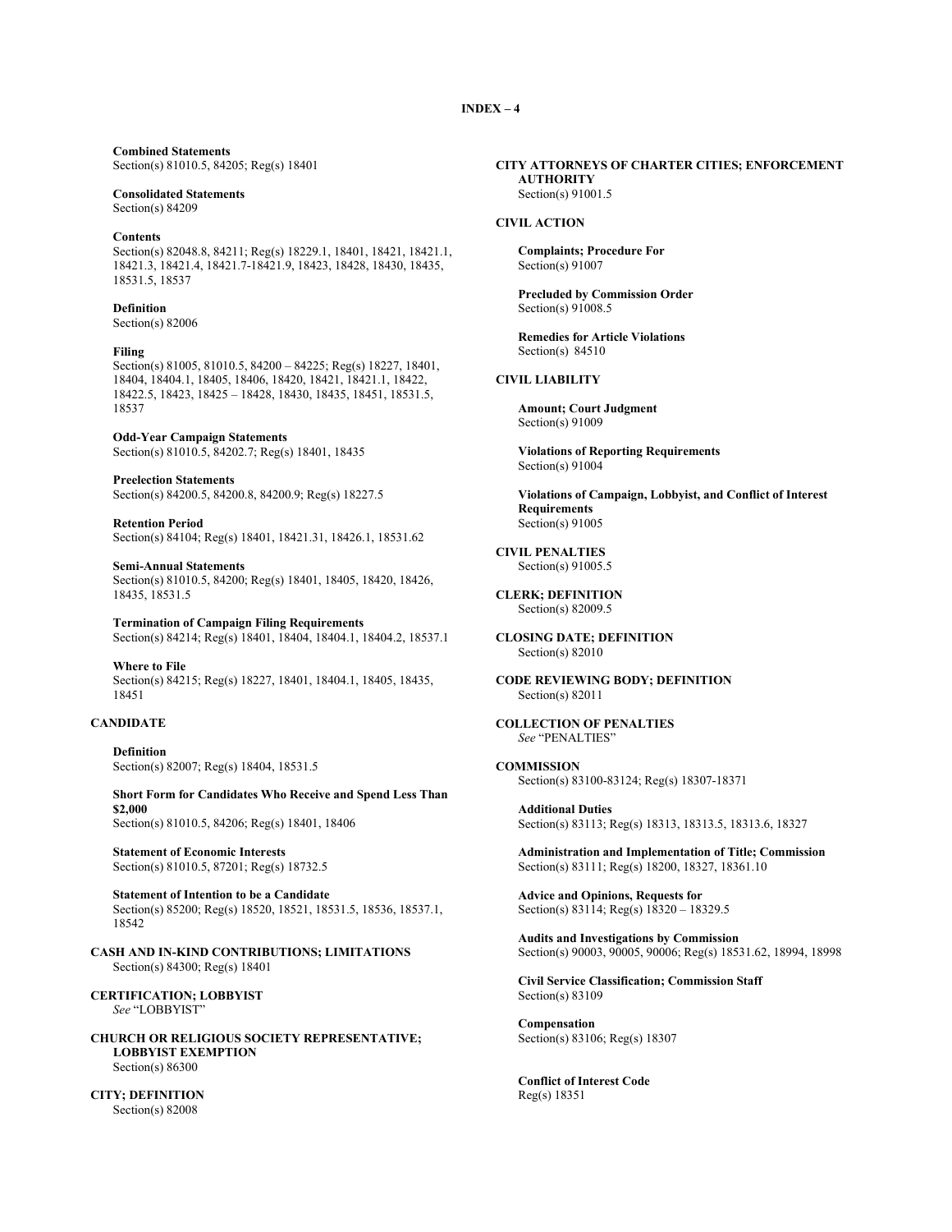**Combined Statements**
Section(s) 81010.5, 84205; Reg(s) 18401

**Consolidated Statements**
Section(s) 84209

**Contents**
Section(s) 82048.8, 84211; Reg(s) 18229.1, 18401, 18421, 18421.1, 18421.3, 18421.4, 18421.7-18421.9, 18423, 18428, 18430, 18435, 18531.5, 18537

**Definition**
Section(s) 82006

**Filing**
Section(s) 81005, 81010.5, 84200 – 84225; Reg(s) 18227, 18401, 18404, 18404.1, 18405, 18406, 18420, 18421, 18421.1, 18422, 18422.5, 18423, 18425 – 18428, 18430, 18435, 18451, 18531.5, 18537

**Odd-Year Campaign Statements**
Section(s) 81010.5, 84202.7; Reg(s) 18401, 18435

**Preelection Statements**
Section(s) 84200.5, 84200.8, 84200.9; Reg(s) 18227.5

**Retention Period**
Section(s) 84104; Reg(s) 18401, 18421.31, 18426.1, 18531.62

**Semi-Annual Statements**
Section(s) 81010.5, 84200; Reg(s) 18401, 18405, 18420, 18426, 18435, 18531.5

**Termination of Campaign Filing Requirements**
Section(s) 84214; Reg(s) 18401, 18404, 18404.1, 18404.2, 18537.1

**Where to File**
Section(s) 84215; Reg(s) 18227, 18401, 18404.1, 18405, 18435, 18451

**CANDIDATE**

**Definition**
Section(s) 82007; Reg(s) 18404, 18531.5

**Short Form for Candidates Who Receive and Spend Less Than $2,000**
Section(s) 81010.5, 84206; Reg(s) 18401, 18406

**Statement of Economic Interests**
Section(s) 81010.5, 87201; Reg(s) 18732.5

**Statement of Intention to be a Candidate**
Section(s) 85200; Reg(s) 18520, 18521, 18531.5, 18536, 18537.1, 18542

**CASH AND IN-KIND CONTRIBUTIONS; LIMITATIONS**
Section(s) 84300; Reg(s) 18401

**CERTIFICATION; LOBBYIST**
*See* "LOBBYIST"

**CHURCH OR RELIGIOUS SOCIETY REPRESENTATIVE; LOBBYIST EXEMPTION**
Section(s) 86300

**CITY; DEFINITION**
Section(s) 82008

**CITY ATTORNEYS OF CHARTER CITIES; ENFORCEMENT AUTHORITY**
Section(s) 91001.5

**CIVIL ACTION**

**Complaints; Procedure For**
Section(s) 91007

**Precluded by Commission Order**
Section(s) 91008.5

**Remedies for Article Violations**
Section(s) 84510

**CIVIL LIABILITY**

**Amount; Court Judgment**
Section(s) 91009

**Violations of Reporting Requirements**
Section(s) 91004

**Violations of Campaign, Lobbyist, and Conflict of Interest Requirements**
Section(s) 91005

**CIVIL PENALTIES**
Section(s) 91005.5

**CLERK; DEFINITION**
Section(s) 82009.5

**CLOSING DATE; DEFINITION**
Section(s) 82010

**CODE REVIEWING BODY; DEFINITION**
Section(s) 82011

**COLLECTION OF PENALTIES**
*See* "PENALTIES"

**COMMISSION**
Section(s) 83100-83124; Reg(s) 18307-18371

**Additional Duties**
Section(s) 83113; Reg(s) 18313, 18313.5, 18313.6, 18327

**Administration and Implementation of Title; Commission**
Section(s) 83111; Reg(s) 18200, 18327, 18361.10

**Advice and Opinions, Requests for**
Section(s) 83114; Reg(s) 18320 – 18329.5

**Audits and Investigations by Commission**
Section(s) 90003, 90005, 90006; Reg(s) 18531.62, 18994, 18998

**Civil Service Classification; Commission Staff**
Section(s) 83109

**Compensation**
Section(s) 83106; Reg(s) 18307

**Conflict of Interest Code**
Reg(s) 18351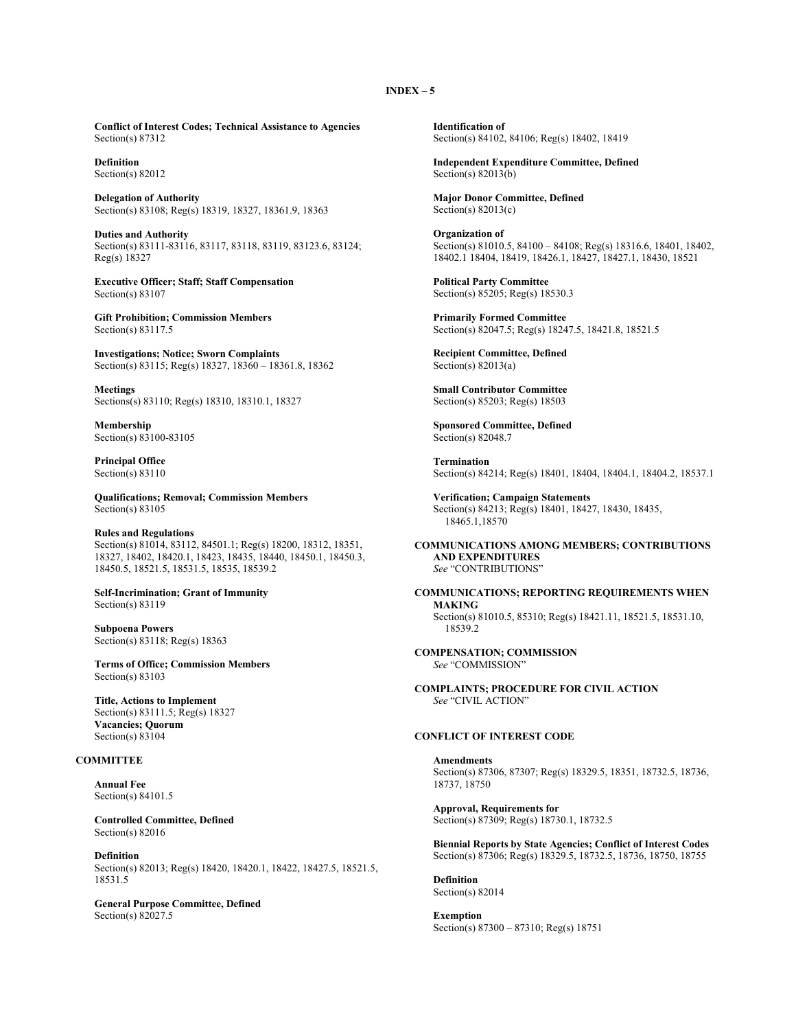**Conflict of Interest Codes; Technical Assistance to Agencies**
Section(s) 87312

**Definition**
Section(s) 82012

**Delegation of Authority**
Section(s) 83108; Reg(s) 18319, 18327, 18361.9, 18363

**Duties and Authority**
Section(s) 83111-83116, 83117, 83118, 83119, 83123.6, 83124; Reg(s) 18327

**Executive Officer; Staff; Staff Compensation**
Section(s) 83107

**Gift Prohibition; Commission Members**
Section(s) 83117.5

**Investigations; Notice; Sworn Complaints**
Section(s) 83115; Reg(s) 18327, 18360 – 18361.8, 18362

**Meetings**
Sections(s) 83110; Reg(s) 18310, 18310.1, 18327

**Membership**
Section(s) 83100-83105

**Principal Office**
Section(s) 83110

**Qualifications; Removal; Commission Members**
Section(s) 83105

**Rules and Regulations**
Section(s) 81014, 83112, 84501.1; Reg(s) 18200, 18312, 18351, 18327, 18402, 18420.1, 18423, 18435, 18440, 18450.1, 18450.3, 18450.5, 18521.5, 18531.5, 18535, 18539.2

**Self-Incrimination; Grant of Immunity**
Section(s) 83119

**Subpoena Powers**
Section(s) 83118; Reg(s) 18363

**Terms of Office; Commission Members**
Section(s) 83103

**Title, Actions to Implement**
Section(s) 83111.5; Reg(s) 18327

**Vacancies; Quorum**
Section(s) 83104

**COMMITTEE**

**Annual Fee**
Section(s) 84101.5

**Controlled Committee, Defined**
Section(s) 82016

**Definition**
Section(s) 82013; Reg(s) 18420, 18420.1, 18422, 18427.5, 18521.5, 18531.5

**General Purpose Committee, Defined**
Section(s) 82027.5

**Identification of**
Section(s) 84102, 84106; Reg(s) 18402, 18419

**Independent Expenditure Committee, Defined**
Section(s) 82013(b)

**Major Donor Committee, Defined**
Section(s) 82013(c)

**Organization of**
Section(s) 81010.5, 84100 – 84108; Reg(s) 18316.6, 18401, 18402, 18402.1 18404, 18419, 18426.1, 18427, 18427.1, 18430, 18521

**Political Party Committee**
Section(s) 85205; Reg(s) 18530.3

**Primarily Formed Committee**
Section(s) 82047.5; Reg(s) 18247.5, 18421.8, 18521.5

**Recipient Committee, Defined**
Section(s) 82013(a)

**Small Contributor Committee**
Section(s) 85203; Reg(s) 18503

**Sponsored Committee, Defined**
Section(s) 82048.7

**Termination**
Section(s) 84214; Reg(s) 18401, 18404, 18404.1, 18404.2, 18537.1

**Verification; Campaign Statements**
Section(s) 84213; Reg(s) 18401, 18427, 18430, 18435, 18465.1,18570

**COMMUNICATIONS AMONG MEMBERS; CONTRIBUTIONS AND EXPENDITURES**
*See* "CONTRIBUTIONS"

**COMMUNICATIONS; REPORTING REQUIREMENTS WHEN MAKING**
Section(s) 81010.5, 85310; Reg(s) 18421.11, 18521.5, 18531.10, 18539.2

**COMPENSATION; COMMISSION**
*See* "COMMISSION"

**COMPLAINTS; PROCEDURE FOR CIVIL ACTION**
*See* "CIVIL ACTION"

**CONFLICT OF INTEREST CODE**

**Amendments**
Section(s) 87306, 87307; Reg(s) 18329.5, 18351, 18732.5, 18736, 18737, 18750

**Approval, Requirements for**
Section(s) 87309; Reg(s) 18730.1, 18732.5

**Biennial Reports by State Agencies; Conflict of Interest Codes**
Section(s) 87306; Reg(s) 18329.5, 18732.5, 18736, 18750, 18755

**Definition**
Section(s) 82014

**Exemption**
Section(s) 87300 – 87310; Reg(s) 18751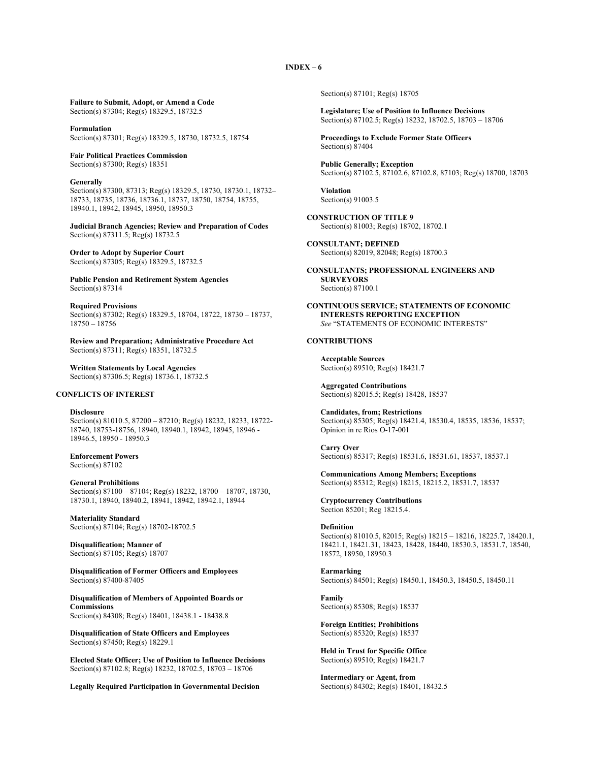**Failure to Submit, Adopt, or Amend a Code**
Section(s) 87304; Reg(s) 18329.5, 18732.5

**Formulation**
Section(s) 87301; Reg(s) 18329.5, 18730, 18732.5, 18754

**Fair Political Practices Commission**
Section(s) 87300; Reg(s) 18351

**Generally**
Section(s) 87300, 87313; Reg(s) 18329.5, 18730, 18730.1, 18732–18733, 18735, 18736, 18736.1, 18737, 18750, 18754, 18755, 18940.1, 18942, 18945, 18950, 18950.3

**Judicial Branch Agencies; Review and Preparation of Codes**
Section(s) 87311.5; Reg(s) 18732.5

**Order to Adopt by Superior Court**
Section(s) 87305; Reg(s) 18329.5, 18732.5

**Public Pension and Retirement System Agencies**
Section(s) 87314

**Required Provisions**
Section(s) 87302; Reg(s) 18329.5, 18704, 18722, 18730 – 18737, 18750 – 18756

**Review and Preparation; Administrative Procedure Act**
Section(s) 87311; Reg(s) 18351, 18732.5

**Written Statements by Local Agencies**
Section(s) 87306.5; Reg(s) 18736.1, 18732.5

**CONFLICTS OF INTEREST**

**Disclosure**
Section(s) 81010.5, 87200 – 87210; Reg(s) 18232, 18233, 18722-18740, 18753-18756, 18940, 18940.1, 18942, 18945, 18946 - 18946.5, 18950 - 18950.3

**Enforcement Powers**
Section(s) 87102

**General Prohibitions**
Section(s) 87100 – 87104; Reg(s) 18232, 18700 – 18707, 18730, 18730.1, 18940, 18940.2, 18941, 18942, 18942.1, 18944

**Materiality Standard**
Section(s) 87104; Reg(s) 18702-18702.5

**Disqualification; Manner of**
Section(s) 87105; Reg(s) 18707

**Disqualification of Former Officers and Employees**
Section(s) 87400-87405

**Disqualification of Members of Appointed Boards or Commissions**
Section(s) 84308; Reg(s) 18401, 18438.1 - 18438.8

**Disqualification of State Officers and Employees**
Section(s) 87450; Reg(s) 18229.1

**Elected State Officer; Use of Position to Influence Decisions**
Section(s) 87102.8; Reg(s) 18232, 18702.5, 18703 – 18706

**Legally Required Participation in Governmental Decision**
Section(s) 87101; Reg(s) 18705

**Legislature; Use of Position to Influence Decisions**
Section(s) 87102.5; Reg(s) 18232, 18702.5, 18703 – 18706

**Proceedings to Exclude Former State Officers**
Section(s) 87404

**Public Generally; Exception**
Section(s) 87102.5, 87102.6, 87102.8, 87103; Reg(s) 18700, 18703

**Violation**
Section(s) 91003.5

**CONSTRUCTION OF TITLE 9**
Section(s) 81003; Reg(s) 18702, 18702.1

**CONSULTANT; DEFINED**
Section(s) 82019, 82048; Reg(s) 18700.3

**CONSULTANTS; PROFESSIONAL ENGINEERS AND SURVEYORS**
Section(s) 87100.1

**CONTINUOUS SERVICE; STATEMENTS OF ECONOMIC INTERESTS REPORTING EXCEPTION**
*See* "STATEMENTS OF ECONOMIC INTERESTS"

**CONTRIBUTIONS**

**Acceptable Sources**
Section(s) 89510; Reg(s) 18421.7

**Aggregated Contributions**
Section(s) 82015.5; Reg(s) 18428, 18537

**Candidates, from; Restrictions**
Section(s) 85305; Reg(s) 18421.4, 18530.4, 18535, 18536, 18537; Opinion in re Rios O-17-001

**Carry Over**
Section(s) 85317; Reg(s) 18531.6, 18531.61, 18537, 18537.1

**Communications Among Members; Exceptions**
Section(s) 85312; Reg(s) 18215, 18215.2, 18531.7, 18537

**Cryptocurrency Contributions**
Section 85201; Reg 18215.4.

**Definition**
Section(s) 81010.5, 82015; Reg(s) 18215 – 18216, 18225.7, 18420.1, 18421.1, 18421.31, 18423, 18428, 18440, 18530.3, 18531.7, 18540, 18572, 18950, 18950.3

**Earmarking**
Section(s) 84501; Reg(s) 18450.1, 18450.3, 18450.5, 18450.11

**Family**
Section(s) 85308; Reg(s) 18537

**Foreign Entities; Prohibitions**
Section(s) 85320; Reg(s) 18537

**Held in Trust for Specific Office**
Section(s) 89510; Reg(s) 18421.7

**Intermediary or Agent, from**
Section(s) 84302; Reg(s) 18401, 18432.5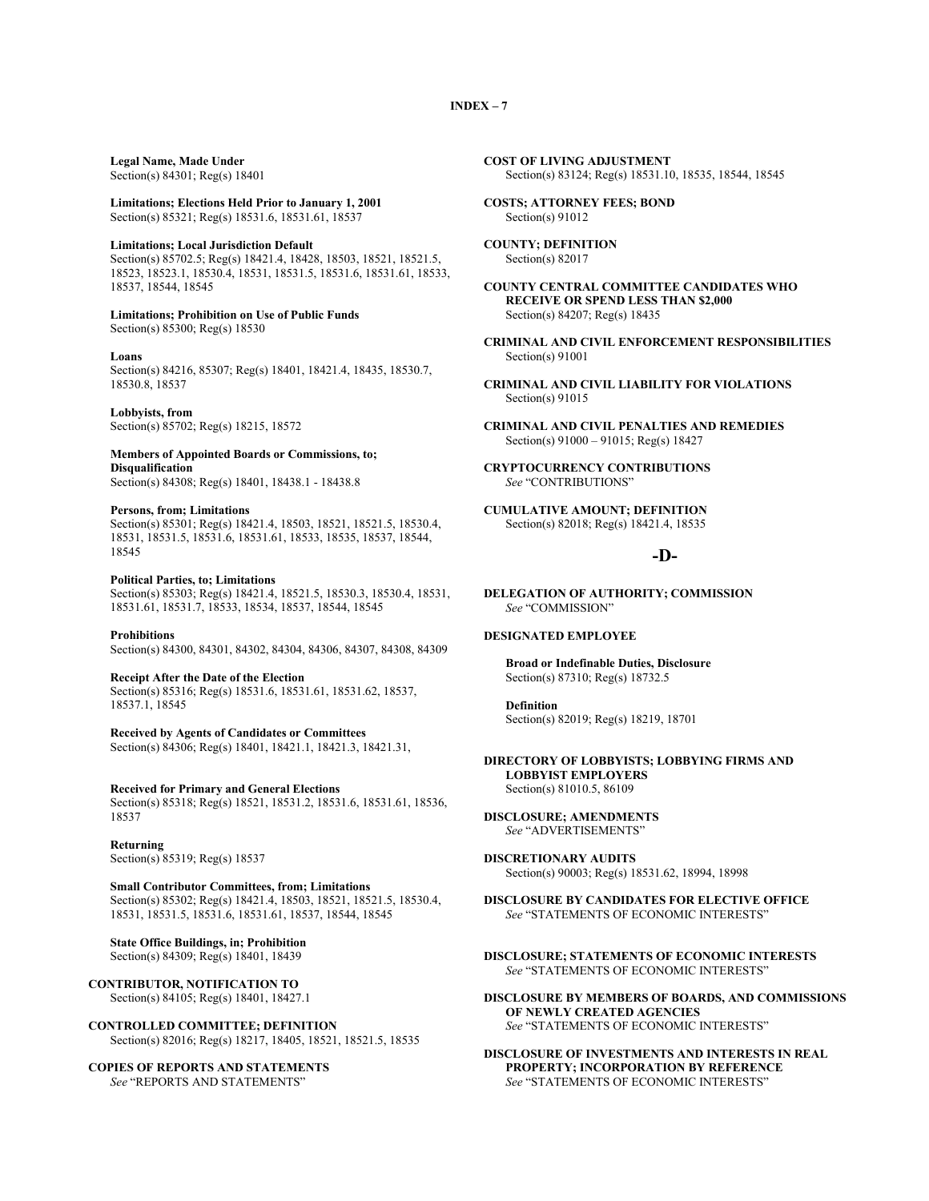**Legal Name, Made Under**
Section(s) 84301; Reg(s) 18401

**Limitations; Elections Held Prior to January 1, 2001**
Section(s) 85321; Reg(s) 18531.6, 18531.61, 18537

**Limitations; Local Jurisdiction Default**
Section(s) 85702.5; Reg(s) 18421.4, 18428, 18503, 18521, 18521.5, 18523, 18523.1, 18530.4, 18531, 18531.5, 18531.6, 18531.61, 18533, 18537, 18544, 18545

**Limitations; Prohibition on Use of Public Funds**
Section(s) 85300; Reg(s) 18530

**Loans**
Section(s) 84216, 85307; Reg(s) 18401, 18421.4, 18435, 18530.7, 18530.8, 18537

**Lobbyists, from**
Section(s) 85702; Reg(s) 18215, 18572

**Members of Appointed Boards or Commissions, to; Disqualification**
Section(s) 84308; Reg(s) 18401, 18438.1 - 18438.8

**Persons, from; Limitations**
Section(s) 85301; Reg(s) 18421.4, 18503, 18521, 18521.5, 18530.4, 18531, 18531.5, 18531.6, 18531.61, 18533, 18535, 18537, 18544, 18545

**Political Parties, to; Limitations**
Section(s) 85303; Reg(s) 18421.4, 18521.5, 18530.3, 18530.4, 18531, 18531.61, 18531.7, 18533, 18534, 18537, 18544, 18545

**Prohibitions**
Section(s) 84300, 84301, 84302, 84304, 84306, 84307, 84308, 84309

**Receipt After the Date of the Election**
Section(s) 85316; Reg(s) 18531.6, 18531.61, 18531.62, 18537, 18537.1, 18545

**Received by Agents of Candidates or Committees**
Section(s) 84306; Reg(s) 18401, 18421.1, 18421.3, 18421.31,

**Received for Primary and General Elections**
Section(s) 85318; Reg(s) 18521, 18531.2, 18531.6, 18531.61, 18536, 18537

**Returning**
Section(s) 85319; Reg(s) 18537

**Small Contributor Committees, from; Limitations**
Section(s) 85302; Reg(s) 18421.4, 18503, 18521, 18521.5, 18530.4, 18531, 18531.5, 18531.6, 18531.61, 18537, 18544, 18545

**State Office Buildings, in; Prohibition**
Section(s) 84309; Reg(s) 18401, 18439

**CONTRIBUTOR, NOTIFICATION TO**
Section(s) 84105; Reg(s) 18401, 18427.1

**CONTROLLED COMMITTEE; DEFINITION**
Section(s) 82016; Reg(s) 18217, 18405, 18521, 18521.5, 18535

**COPIES OF REPORTS AND STATEMENTS**
*See* "REPORTS AND STATEMENTS"

**COST OF LIVING ADJUSTMENT**
Section(s) 83124; Reg(s) 18531.10, 18535, 18544, 18545

**COSTS; ATTORNEY FEES; BOND**
Section(s) 91012

**COUNTY; DEFINITION**
Section(s) 82017

**COUNTY CENTRAL COMMITTEE CANDIDATES WHO RECEIVE OR SPEND LESS THAN $2,000**
Section(s) 84207; Reg(s) 18435

**CRIMINAL AND CIVIL ENFORCEMENT RESPONSIBILITIES**
Section(s) 91001

**CRIMINAL AND CIVIL LIABILITY FOR VIOLATIONS**
Section(s) 91015

**CRIMINAL AND CIVIL PENALTIES AND REMEDIES**
Section(s) 91000 – 91015; Reg(s) 18427

**CRYPTOCURRENCY CONTRIBUTIONS**
*See* "CONTRIBUTIONS"

**CUMULATIVE AMOUNT; DEFINITION**
Section(s) 82018; Reg(s) 18421.4, 18535

## -D-

**DELEGATION OF AUTHORITY; COMMISSION**
*See* "COMMISSION"

**DESIGNATED EMPLOYEE**

**Broad or Indefinable Duties, Disclosure**
Section(s) 87310; Reg(s) 18732.5

**Definition**
Section(s) 82019; Reg(s) 18219, 18701

**DIRECTORY OF LOBBYISTS; LOBBYING FIRMS AND LOBBYIST EMPLOYERS**
Section(s) 81010.5, 86109

**DISCLOSURE; AMENDMENTS**
*See* "ADVERTISEMENTS"

**DISCRETIONARY AUDITS**
Section(s) 90003; Reg(s) 18531.62, 18994, 18998

**DISCLOSURE BY CANDIDATES FOR ELECTIVE OFFICE**
*See* "STATEMENTS OF ECONOMIC INTERESTS"

**DISCLOSURE; STATEMENTS OF ECONOMIC INTERESTS**
*See* "STATEMENTS OF ECONOMIC INTERESTS"

**DISCLOSURE BY MEMBERS OF BOARDS, AND COMMISSIONS OF NEWLY CREATED AGENCIES**
*See* "STATEMENTS OF ECONOMIC INTERESTS"

**DISCLOSURE OF INVESTMENTS AND INTERESTS IN REAL PROPERTY; INCORPORATION BY REFERENCE**
*See* "STATEMENTS OF ECONOMIC INTERESTS"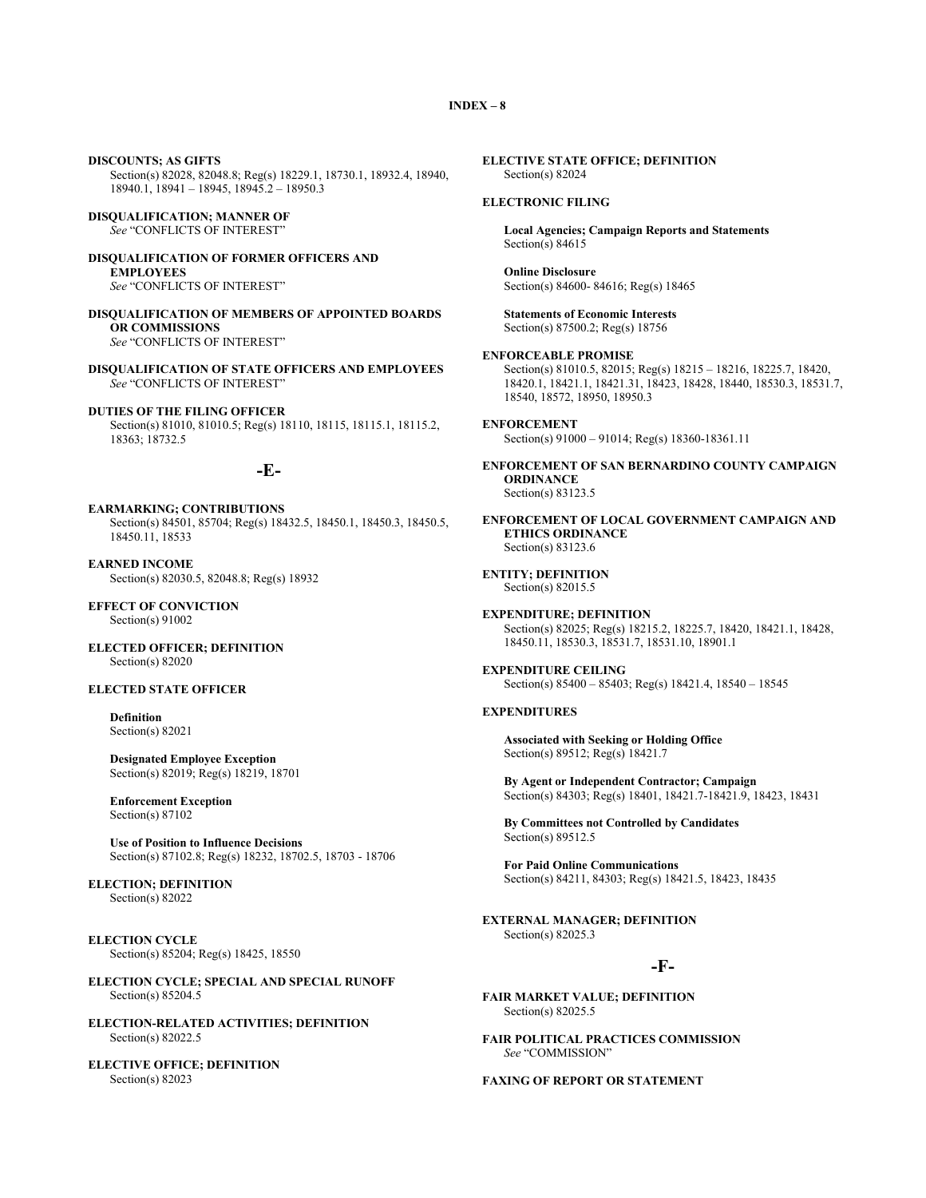**DISCOUNTS; AS GIFTS**
Section(s) 82028, 82048.8; Reg(s) 18229.1, 18730.1, 18932.4, 18940, 18940.1, 18941 – 18945, 18945.2 – 18950.3

**DISQUALIFICATION; MANNER OF**
*See* "CONFLICTS OF INTEREST"

**DISQUALIFICATION OF FORMER OFFICERS AND EMPLOYEES**
*See* "CONFLICTS OF INTEREST"

**DISQUALIFICATION OF MEMBERS OF APPOINTED BOARDS OR COMMISSIONS**
*See* "CONFLICTS OF INTEREST"

**DISQUALIFICATION OF STATE OFFICERS AND EMPLOYEES**
*See* "CONFLICTS OF INTEREST"

**DUTIES OF THE FILING OFFICER**
Section(s) 81010, 81010.5; Reg(s) 18110, 18115, 18115.1, 18115.2, 18363; 18732.5

## -E-

**EARMARKING; CONTRIBUTIONS**
Section(s) 84501, 85704; Reg(s) 18432.5, 18450.1, 18450.3, 18450.5, 18450.11, 18533

**EARNED INCOME**
Section(s) 82030.5, 82048.8; Reg(s) 18932

**EFFECT OF CONVICTION**
Section(s) 91002

**ELECTED OFFICER; DEFINITION**
Section(s) 82020

**ELECTED STATE OFFICER**

**Definition**
Section(s) 82021

**Designated Employee Exception**
Section(s) 82019; Reg(s) 18219, 18701

**Enforcement Exception**
Section(s) 87102

**Use of Position to Influence Decisions**
Section(s) 87102.8; Reg(s) 18232, 18702.5, 18703 - 18706

**ELECTION; DEFINITION**
Section(s) 82022

**ELECTION CYCLE**
Section(s) 85204; Reg(s) 18425, 18550

**ELECTION CYCLE; SPECIAL AND SPECIAL RUNOFF**
Section(s) 85204.5

**ELECTION-RELATED ACTIVITIES; DEFINITION**
Section(s) 82022.5

**ELECTIVE OFFICE; DEFINITION**
Section(s) 82023

**ELECTIVE STATE OFFICE; DEFINITION**
Section(s) 82024

**ELECTRONIC FILING**

**Local Agencies; Campaign Reports and Statements**
Section(s) 84615

**Online Disclosure**
Section(s) 84600- 84616; Reg(s) 18465

**Statements of Economic Interests**
Section(s) 87500.2; Reg(s) 18756

**ENFORCEABLE PROMISE**
Section(s) 81010.5, 82015; Reg(s) 18215 – 18216, 18225.7, 18420, 18420.1, 18421.1, 18421.31, 18423, 18428, 18440, 18530.3, 18531.7, 18540, 18572, 18950, 18950.3

**ENFORCEMENT**
Section(s) 91000 – 91014; Reg(s) 18360-18361.11

**ENFORCEMENT OF SAN BERNARDINO COUNTY CAMPAIGN ORDINANCE**
Section(s) 83123.5

**ENFORCEMENT OF LOCAL GOVERNMENT CAMPAIGN AND ETHICS ORDINANCE**
Section(s) 83123.6

**ENTITY; DEFINITION**
Section(s) 82015.5

**EXPENDITURE; DEFINITION**
Section(s) 82025; Reg(s) 18215.2, 18225.7, 18420, 18421.1, 18428, 18450.11, 18530.3, 18531.7, 18531.10, 18901.1

**EXPENDITURE CEILING**
Section(s) 85400 – 85403; Reg(s) 18421.4, 18540 – 18545

**EXPENDITURES**

**Associated with Seeking or Holding Office**
Section(s) 89512; Reg(s) 18421.7

**By Agent or Independent Contractor; Campaign**
Section(s) 84303; Reg(s) 18401, 18421.7-18421.9, 18423, 18431

**By Committees not Controlled by Candidates**
Section(s) 89512.5

**For Paid Online Communications**
Section(s) 84211, 84303; Reg(s) 18421.5, 18423, 18435

**EXTERNAL MANAGER; DEFINITION**
Section(s) 82025.3

## -F-

**FAIR MARKET VALUE; DEFINITION**
Section(s) 82025.5

**FAIR POLITICAL PRACTICES COMMISSION**
*See* "COMMISSION"

**FAXING OF REPORT OR STATEMENT**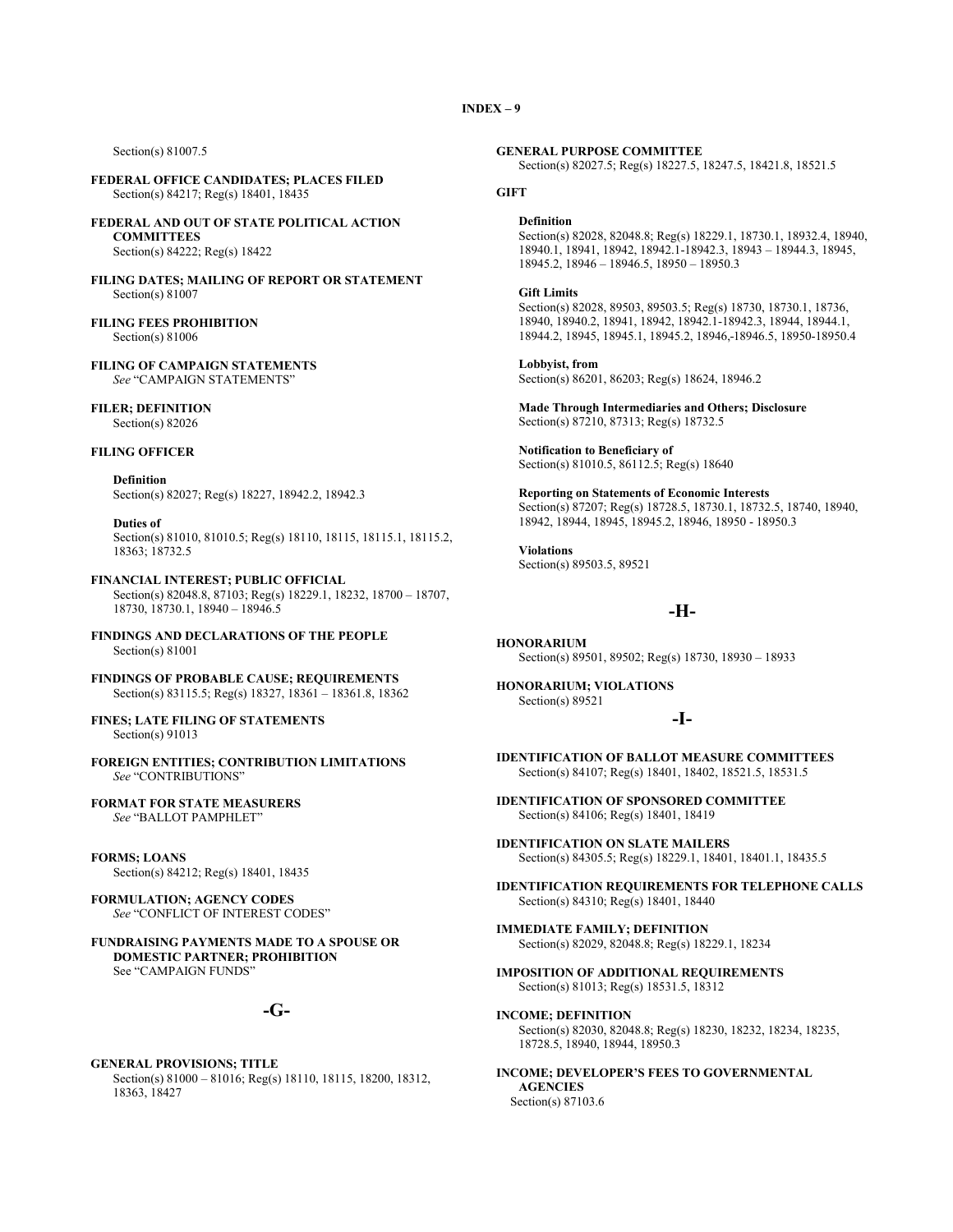Section(s) 81007.5

**FEDERAL OFFICE CANDIDATES; PLACES FILED**
Section(s) 84217; Reg(s) 18401, 18435

**FEDERAL AND OUT OF STATE POLITICAL ACTION COMMITTEES**
Section(s) 84222; Reg(s) 18422

**FILING DATES; MAILING OF REPORT OR STATEMENT**
Section(s) 81007

**FILING FEES PROHIBITION**
Section(s) 81006

**FILING OF CAMPAIGN STATEMENTS**
*See* "CAMPAIGN STATEMENTS"

**FILER; DEFINITION**
Section(s) 82026

**FILING OFFICER**

**Definition**
Section(s) 82027; Reg(s) 18227, 18942.2, 18942.3

**Duties of**
Section(s) 81010, 81010.5; Reg(s) 18110, 18115, 18115.1, 18115.2, 18363; 18732.5

**FINANCIAL INTEREST; PUBLIC OFFICIAL**
Section(s) 82048.8, 87103; Reg(s) 18229.1, 18232, 18700 – 18707, 18730, 18730.1, 18940 – 18946.5

**FINDINGS AND DECLARATIONS OF THE PEOPLE**
Section(s) 81001

**FINDINGS OF PROBABLE CAUSE; REQUIREMENTS**
Section(s) 83115.5; Reg(s) 18327, 18361 – 18361.8, 18362

**FINES; LATE FILING OF STATEMENTS**
Section(s) 91013

**FOREIGN ENTITIES; CONTRIBUTION LIMITATIONS**
*See* "CONTRIBUTIONS"

**FORMAT FOR STATE MEASURERS**
*See* "BALLOT PAMPHLET"

**FORMS; LOANS**
Section(s) 84212; Reg(s) 18401, 18435

**FORMULATION; AGENCY CODES**
*See* "CONFLICT OF INTEREST CODES"

**FUNDRAISING PAYMENTS MADE TO A SPOUSE OR DOMESTIC PARTNER; PROHIBITION**
See "CAMPAIGN FUNDS"

## -G-

**GENERAL PROVISIONS; TITLE**
Section(s) 81000 – 81016; Reg(s) 18110, 18115, 18200, 18312, 18363, 18427

**GENERAL PURPOSE COMMITTEE**
Section(s) 82027.5; Reg(s) 18227.5, 18247.5, 18421.8, 18521.5

**GIFT**

**Definition**
Section(s) 82028, 82048.8; Reg(s) 18229.1, 18730.1, 18932.4, 18940, 18940.1, 18941, 18942, 18942.1-18942.3, 18943 – 18944.3, 18945, 18945.2, 18946 – 18946.5, 18950 – 18950.3

**Gift Limits**
Section(s) 82028, 89503, 89503.5; Reg(s) 18730, 18730.1, 18736, 18940, 18940.2, 18941, 18942, 18942.1-18942.3, 18944, 18944.1, 18944.2, 18945, 18945.1, 18945.2, 18946,-18946.5, 18950-18950.4

**Lobbyist, from**
Section(s) 86201, 86203; Reg(s) 18624, 18946.2

**Made Through Intermediaries and Others; Disclosure**
Section(s) 87210, 87313; Reg(s) 18732.5

**Notification to Beneficiary of**
Section(s) 81010.5, 86112.5; Reg(s) 18640

**Reporting on Statements of Economic Interests**
Section(s) 87207; Reg(s) 18728.5, 18730.1, 18732.5, 18740, 18940, 18942, 18944, 18945, 18945.2, 18946, 18950 - 18950.3

**Violations**
Section(s) 89503.5, 89521

## -H-

**HONORARIUM**
Section(s) 89501, 89502; Reg(s) 18730, 18930 – 18933

**HONORARIUM; VIOLATIONS**
Section(s) 89521

## -I-

**IDENTIFICATION OF BALLOT MEASURE COMMITTEES**
Section(s) 84107; Reg(s) 18401, 18402, 18521.5, 18531.5

**IDENTIFICATION OF SPONSORED COMMITTEE**
Section(s) 84106; Reg(s) 18401, 18419

**IDENTIFICATION ON SLATE MAILERS**
Section(s) 84305.5; Reg(s) 18229.1, 18401, 18401.1, 18435.5

**IDENTIFICATION REQUIREMENTS FOR TELEPHONE CALLS**
Section(s) 84310; Reg(s) 18401, 18440

**IMMEDIATE FAMILY; DEFINITION**
Section(s) 82029, 82048.8; Reg(s) 18229.1, 18234

**IMPOSITION OF ADDITIONAL REQUIREMENTS**
Section(s) 81013; Reg(s) 18531.5, 18312

**INCOME; DEFINITION**
Section(s) 82030, 82048.8; Reg(s) 18230, 18232, 18234, 18235, 18728.5, 18940, 18944, 18950.3

**INCOME; DEVELOPER'S FEES TO GOVERNMENTAL AGENCIES**
Section(s) 87103.6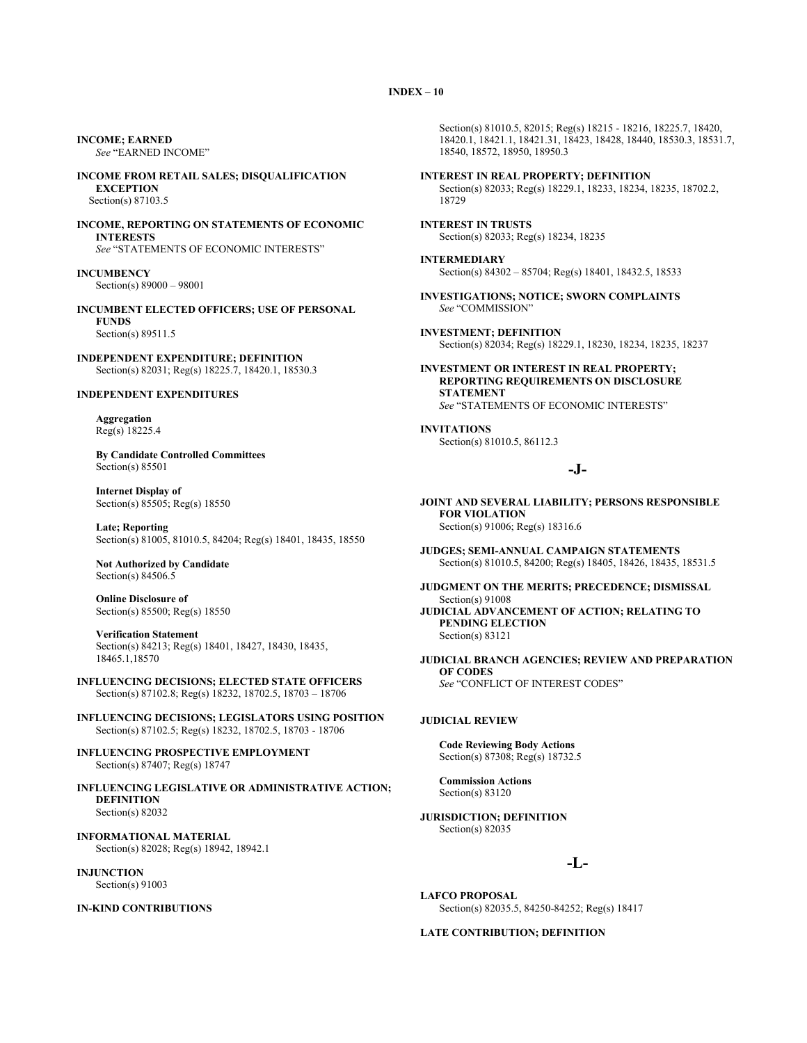**INCOME; EARNED**
*See* "EARNED INCOME"

**INCOME FROM RETAIL SALES; DISQUALIFICATION EXCEPTION**
Section(s) 87103.5

**INCOME, REPORTING ON STATEMENTS OF ECONOMIC INTERESTS**
*See* "STATEMENTS OF ECONOMIC INTERESTS"

**INCUMBENCY**
Section(s) 89000 – 98001

**INCUMBENT ELECTED OFFICERS; USE OF PERSONAL FUNDS**
Section(s) 89511.5

**INDEPENDENT EXPENDITURE; DEFINITION**
Section(s) 82031; Reg(s) 18225.7, 18420.1, 18530.3

**INDEPENDENT EXPENDITURES**

**Aggregation**
Reg(s) 18225.4

**By Candidate Controlled Committees**
Section(s) 85501

**Internet Display of**
Section(s) 85505; Reg(s) 18550

**Late; Reporting**
Section(s) 81005, 81010.5, 84204; Reg(s) 18401, 18435, 18550

**Not Authorized by Candidate**
Section(s) 84506.5

**Online Disclosure of**
Section(s) 85500; Reg(s) 18550

**Verification Statement**
Section(s) 84213; Reg(s) 18401, 18427, 18430, 18435, 18465.1,18570

**INFLUENCING DECISIONS; ELECTED STATE OFFICERS**
Section(s) 87102.8; Reg(s) 18232, 18702.5, 18703 – 18706

**INFLUENCING DECISIONS; LEGISLATORS USING POSITION**
Section(s) 87102.5; Reg(s) 18232, 18702.5, 18703 - 18706

**INFLUENCING PROSPECTIVE EMPLOYMENT**
Section(s) 87407; Reg(s) 18747

**INFLUENCING LEGISLATIVE OR ADMINISTRATIVE ACTION; DEFINITION**
Section(s) 82032

**INFORMATIONAL MATERIAL**
Section(s) 82028; Reg(s) 18942, 18942.1

**INJUNCTION**
Section(s) 91003

**IN-KIND CONTRIBUTIONS**
Section(s) 81010.5, 82015; Reg(s) 18215 - 18216, 18225.7, 18420, 18420.1, 18421.1, 18421.31, 18423, 18428, 18440, 18530.3, 18531.7, 18540, 18572, 18950, 18950.3

**INTEREST IN REAL PROPERTY; DEFINITION**
Section(s) 82033; Reg(s) 18229.1, 18233, 18234, 18235, 18702.2, 18729

**INTEREST IN TRUSTS**
Section(s) 82033; Reg(s) 18234, 18235

**INTERMEDIARY**
Section(s) 84302 – 85704; Reg(s) 18401, 18432.5, 18533

**INVESTIGATIONS; NOTICE; SWORN COMPLAINTS**
*See* "COMMISSION"

**INVESTMENT; DEFINITION**
Section(s) 82034; Reg(s) 18229.1, 18230, 18234, 18235, 18237

**INVESTMENT OR INTEREST IN REAL PROPERTY; REPORTING REQUIREMENTS ON DISCLOSURE STATEMENT**
*See* "STATEMENTS OF ECONOMIC INTERESTS"

**INVITATIONS**
Section(s) 81010.5, 86112.3

## -J-

**JOINT AND SEVERAL LIABILITY; PERSONS RESPONSIBLE FOR VIOLATION**
Section(s) 91006; Reg(s) 18316.6

**JUDGES; SEMI-ANNUAL CAMPAIGN STATEMENTS**
Section(s) 81010.5, 84200; Reg(s) 18405, 18426, 18435, 18531.5

**JUDGMENT ON THE MERITS; PRECEDENCE; DISMISSAL**
Section(s) 91008

**JUDICIAL ADVANCEMENT OF ACTION; RELATING TO PENDING ELECTION**
Section(s) 83121

**JUDICIAL BRANCH AGENCIES; REVIEW AND PREPARATION OF CODES**
*See* "CONFLICT OF INTEREST CODES"

**JUDICIAL REVIEW**

**Code Reviewing Body Actions**
Section(s) 87308; Reg(s) 18732.5

**Commission Actions**
Section(s) 83120

**JURISDICTION; DEFINITION**
Section(s) 82035

## -L-

**LAFCO PROPOSAL**
Section(s) 82035.5, 84250-84252; Reg(s) 18417

**LATE CONTRIBUTION; DEFINITION**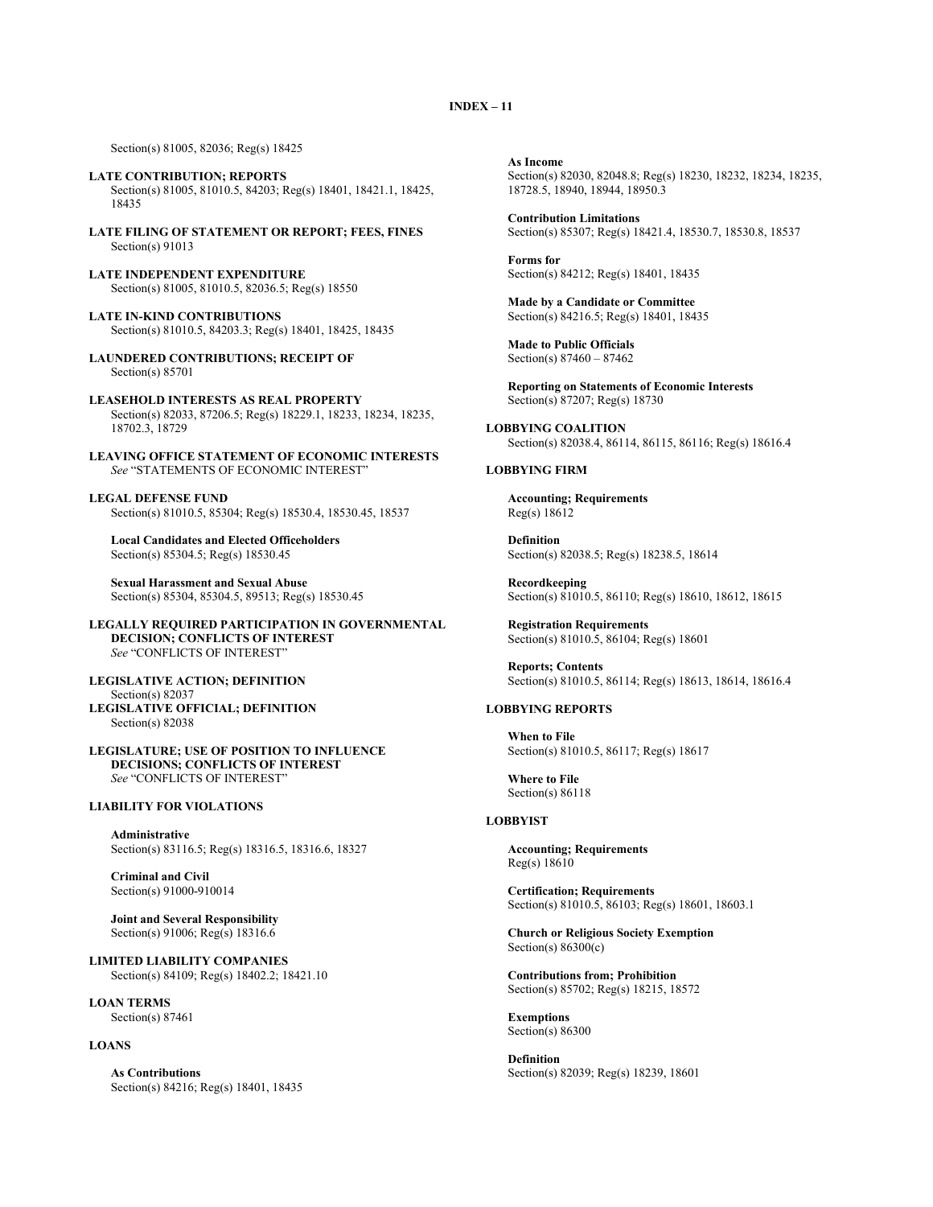Section(s) 81005, 82036; Reg(s) 18425

**LATE CONTRIBUTION; REPORTS**
Section(s) 81005, 81010.5, 84203; Reg(s) 18401, 18421.1, 18425, 18435

**LATE FILING OF STATEMENT OR REPORT; FEES, FINES**
Section(s) 91013

**LATE INDEPENDENT EXPENDITURE**
Section(s) 81005, 81010.5, 82036.5; Reg(s) 18550

**LATE IN-KIND CONTRIBUTIONS**
Section(s) 81010.5, 84203.3; Reg(s) 18401, 18425, 18435

**LAUNDERED CONTRIBUTIONS; RECEIPT OF**
Section(s) 85701

**LEASEHOLD INTERESTS AS REAL PROPERTY**
Section(s) 82033, 87206.5; Reg(s) 18229.1, 18233, 18234, 18235, 18702.3, 18729

**LEAVING OFFICE STATEMENT OF ECONOMIC INTERESTS**
*See* "STATEMENTS OF ECONOMIC INTEREST"

**LEGAL DEFENSE FUND**
Section(s) 81010.5, 85304; Reg(s) 18530.4, 18530.45, 18537

**Local Candidates and Elected Officeholders**
Section(s) 85304.5; Reg(s) 18530.45

**Sexual Harassment and Sexual Abuse**
Section(s) 85304, 85304.5, 89513; Reg(s) 18530.45

**LEGALLY REQUIRED PARTICIPATION IN GOVERNMENTAL DECISION; CONFLICTS OF INTEREST**
*See* "CONFLICTS OF INTEREST"

**LEGISLATIVE ACTION; DEFINITION**
Section(s) 82037

**LEGISLATIVE OFFICIAL; DEFINITION**
Section(s) 82038

**LEGISLATURE; USE OF POSITION TO INFLUENCE DECISIONS; CONFLICTS OF INTEREST**
*See* "CONFLICTS OF INTEREST"

**LIABILITY FOR VIOLATIONS**

**Administrative**
Section(s) 83116.5; Reg(s) 18316.5, 18316.6, 18327

**Criminal and Civil**
Section(s) 91000-910014

**Joint and Several Responsibility**
Section(s) 91006; Reg(s) 18316.6

**LIMITED LIABILITY COMPANIES**
Section(s) 84109; Reg(s) 18402.2; 18421.10

**LOAN TERMS**
Section(s) 87461

**LOANS**

**As Contributions**
Section(s) 84216; Reg(s) 18401, 18435

**As Income**
Section(s) 82030, 82048.8; Reg(s) 18230, 18232, 18234, 18235, 18728.5, 18940, 18944, 18950.3

**Contribution Limitations**
Section(s) 85307; Reg(s) 18421.4, 18530.7, 18530.8, 18537

**Forms for**
Section(s) 84212; Reg(s) 18401, 18435

**Made by a Candidate or Committee**
Section(s) 84216.5; Reg(s) 18401, 18435

**Made to Public Officials**
Section(s) 87460 – 87462

**Reporting on Statements of Economic Interests**
Section(s) 87207; Reg(s) 18730

**LOBBYING COALITION**
Section(s) 82038.4, 86114, 86115, 86116; Reg(s) 18616.4

**LOBBYING FIRM**

**Accounting; Requirements**
Reg(s) 18612

**Definition**
Section(s) 82038.5; Reg(s) 18238.5, 18614

**Recordkeeping**
Section(s) 81010.5, 86110; Reg(s) 18610, 18612, 18615

**Registration Requirements**
Section(s) 81010.5, 86104; Reg(s) 18601

**Reports; Contents**
Section(s) 81010.5, 86114; Reg(s) 18613, 18614, 18616.4

**LOBBYING REPORTS**

**When to File**
Section(s) 81010.5, 86117; Reg(s) 18617

**Where to File**
Section(s) 86118

**LOBBYIST**

**Accounting; Requirements**
Reg(s) 18610

**Certification; Requirements**
Section(s) 81010.5, 86103; Reg(s) 18601, 18603.1

**Church or Religious Society Exemption**
Section(s) 86300(c)

**Contributions from; Prohibition**
Section(s) 85702; Reg(s) 18215, 18572

**Exemptions**
Section(s) 86300

**Definition**
Section(s) 82039; Reg(s) 18239, 18601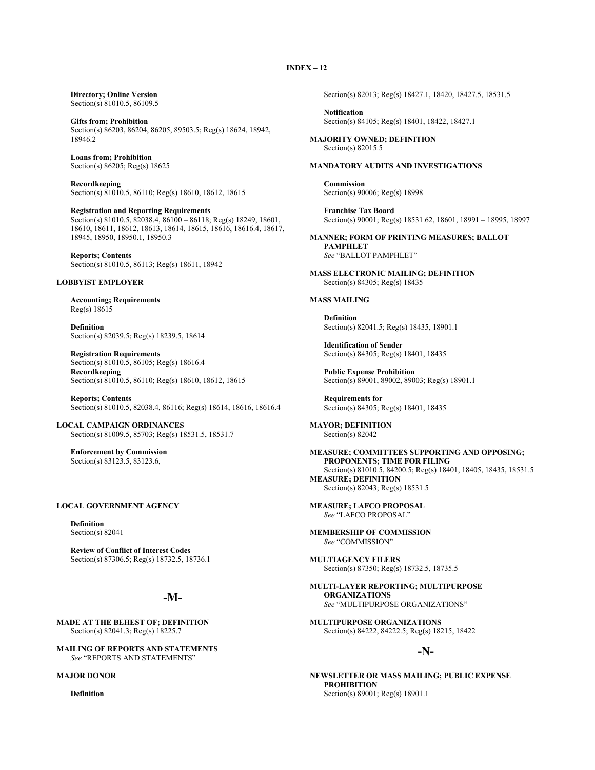**Directory; Online Version**
Section(s) 81010.5, 86109.5

**Gifts from; Prohibition**
Section(s) 86203, 86204, 86205, 89503.5; Reg(s) 18624, 18942, 18946.2

**Loans from; Prohibition**
Section(s) 86205; Reg(s) 18625

**Recordkeeping**
Section(s) 81010.5, 86110; Reg(s) 18610, 18612, 18615

**Registration and Reporting Requirements**
Section(s) 81010.5, 82038.4, 86100 – 86118; Reg(s) 18249, 18601, 18610, 18611, 18612, 18613, 18614, 18615, 18616, 18616.4, 18617, 18945, 18950, 18950.1, 18950.3

**Reports; Contents**
Section(s) 81010.5, 86113; Reg(s) 18611, 18942

**LOBBYIST EMPLOYER**

**Accounting; Requirements**
Reg(s) 18615

**Definition**
Section(s) 82039.5; Reg(s) 18239.5, 18614

**Registration Requirements**
Section(s) 81010.5, 86105; Reg(s) 18616.4

**Recordkeeping**
Section(s) 81010.5, 86110; Reg(s) 18610, 18612, 18615

**Reports; Contents**
Section(s) 81010.5, 82038.4, 86116; Reg(s) 18614, 18616, 18616.4

**LOCAL CAMPAIGN ORDINANCES**
Section(s) 81009.5, 85703; Reg(s) 18531.5, 18531.7

**Enforcement by Commission**
Section(s) 83123.5, 83123.6,

**LOCAL GOVERNMENT AGENCY**

**Definition**
Section(s) 82041

**Review of Conflict of Interest Codes**
Section(s) 87306.5; Reg(s) 18732.5, 18736.1

## -M-

**MADE AT THE BEHEST OF; DEFINITION**
Section(s) 82041.3; Reg(s) 18225.7

**MAILING OF REPORTS AND STATEMENTS**
*See* "REPORTS AND STATEMENTS"

**MAJOR DONOR**

**Definition**
Section(s) 82013; Reg(s) 18427.1, 18420, 18427.5, 18531.5

**Notification**
Section(s) 84105; Reg(s) 18401, 18422, 18427.1

**MAJORITY OWNED; DEFINITION**
Section(s) 82015.5

**MANDATORY AUDITS AND INVESTIGATIONS**

**Commission**
Section(s) 90006; Reg(s) 18998

**Franchise Tax Board**
Section(s) 90001; Reg(s) 18531.62, 18601, 18991 – 18995, 18997

**MANNER; FORM OF PRINTING MEASURES; BALLOT PAMPHLET**
*See* "BALLOT PAMPHLET"

**MASS ELECTRONIC MAILING; DEFINITION**
Section(s) 84305; Reg(s) 18435

**MASS MAILING**

**Definition**
Section(s) 82041.5; Reg(s) 18435, 18901.1

**Identification of Sender**
Section(s) 84305; Reg(s) 18401, 18435

**Public Expense Prohibition**
Section(s) 89001, 89002, 89003; Reg(s) 18901.1

**Requirements for**
Section(s) 84305; Reg(s) 18401, 18435

**MAYOR; DEFINITION**
Section(s) 82042

**MEASURE; COMMITTEES SUPPORTING AND OPPOSING; PROPONENTS; TIME FOR FILING**
Section(s) 81010.5, 84200.5; Reg(s) 18401, 18405, 18435, 18531.5

**MEASURE; DEFINITION**
Section(s) 82043; Reg(s) 18531.5

**MEASURE; LAFCO PROPOSAL**
*See* "LAFCO PROPOSAL"

**MEMBERSHIP OF COMMISSION**
*See* "COMMISSION"

**MULTIAGENCY FILERS**
Section(s) 87350; Reg(s) 18732.5, 18735.5

**MULTI-LAYER REPORTING; MULTIPURPOSE ORGANIZATIONS**
*See* "MULTIPURPOSE ORGANIZATIONS"

**MULTIPURPOSE ORGANIZATIONS**
Section(s) 84222, 84222.5; Reg(s) 18215, 18422

## -N-

**NEWSLETTER OR MASS MAILING; PUBLIC EXPENSE PROHIBITION**
Section(s) 89001; Reg(s) 18901.1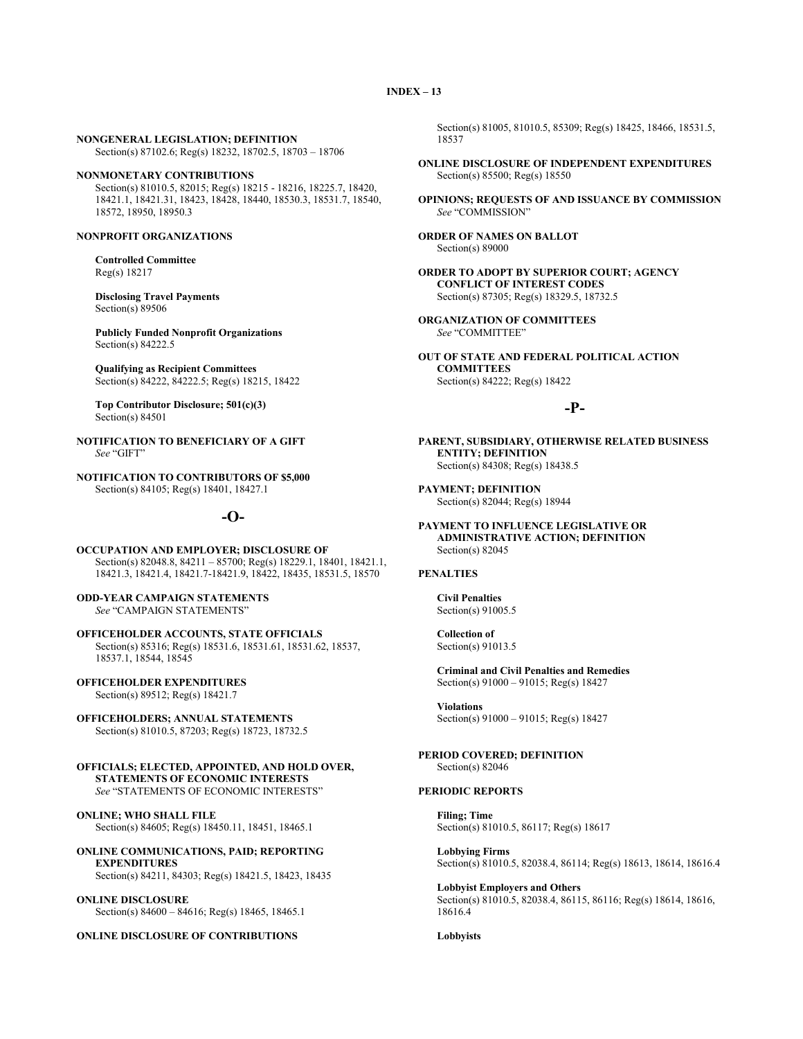**NONGENERAL LEGISLATION; DEFINITION**
Section(s) 87102.6; Reg(s) 18232, 18702.5, 18703 – 18706

**NONMONETARY CONTRIBUTIONS**
Section(s) 81010.5, 82015; Reg(s) 18215 - 18216, 18225.7, 18420, 18421.1, 18421.31, 18423, 18428, 18440, 18530.3, 18531.7, 18540, 18572, 18950, 18950.3

**NONPROFIT ORGANIZATIONS**

**Controlled Committee**
Reg(s) 18217

**Disclosing Travel Payments**
Section(s) 89506

**Publicly Funded Nonprofit Organizations**
Section(s) 84222.5

**Qualifying as Recipient Committees**
Section(s) 84222, 84222.5; Reg(s) 18215, 18422

**Top Contributor Disclosure; 501(c)(3)**
Section(s) 84501

**NOTIFICATION TO BENEFICIARY OF A GIFT**
*See* "GIFT"

**NOTIFICATION TO CONTRIBUTORS OF $5,000**
Section(s) 84105; Reg(s) 18401, 18427.1

## -O-

**OCCUPATION AND EMPLOYER; DISCLOSURE OF**
Section(s) 82048.8, 84211 – 85700; Reg(s) 18229.1, 18401, 18421.1, 18421.3, 18421.4, 18421.7-18421.9, 18422, 18435, 18531.5, 18570

**ODD-YEAR CAMPAIGN STATEMENTS**
*See* "CAMPAIGN STATEMENTS"

**OFFICEHOLDER ACCOUNTS, STATE OFFICIALS**
Section(s) 85316; Reg(s) 18531.6, 18531.61, 18531.62, 18537, 18537.1, 18544, 18545

**OFFICEHOLDER EXPENDITURES**
Section(s) 89512; Reg(s) 18421.7

**OFFICEHOLDERS; ANNUAL STATEMENTS**
Section(s) 81010.5, 87203; Reg(s) 18723, 18732.5

**OFFICIALS; ELECTED, APPOINTED, AND HOLD OVER, STATEMENTS OF ECONOMIC INTERESTS**
*See* "STATEMENTS OF ECONOMIC INTERESTS"

**ONLINE; WHO SHALL FILE**
Section(s) 84605; Reg(s) 18450.11, 18451, 18465.1

**ONLINE COMMUNICATIONS, PAID; REPORTING EXPENDITURES**
Section(s) 84211, 84303; Reg(s) 18421.5, 18423, 18435

**ONLINE DISCLOSURE**
Section(s) 84600 – 84616; Reg(s) 18465, 18465.1

**ONLINE DISCLOSURE OF CONTRIBUTIONS**
Section(s) 81005, 81010.5, 85309; Reg(s) 18425, 18466, 18531.5, 18537

**ONLINE DISCLOSURE OF INDEPENDENT EXPENDITURES**
Section(s) 85500; Reg(s) 18550

**OPINIONS; REQUESTS OF AND ISSUANCE BY COMMISSION**
*See* "COMMISSION"

**ORDER OF NAMES ON BALLOT**
Section(s) 89000

**ORDER TO ADOPT BY SUPERIOR COURT; AGENCY CONFLICT OF INTEREST CODES**
Section(s) 87305; Reg(s) 18329.5, 18732.5

**ORGANIZATION OF COMMITTEES**
*See* "COMMITTEE"

**OUT OF STATE AND FEDERAL POLITICAL ACTION COMMITTEES**
Section(s) 84222; Reg(s) 18422

## -P-

**PARENT, SUBSIDIARY, OTHERWISE RELATED BUSINESS ENTITY; DEFINITION**
Section(s) 84308; Reg(s) 18438.5

**PAYMENT; DEFINITION**
Section(s) 82044; Reg(s) 18944

**PAYMENT TO INFLUENCE LEGISLATIVE OR ADMINISTRATIVE ACTION; DEFINITION**
Section(s) 82045

**PENALTIES**

**Civil Penalties**
Section(s) 91005.5

**Collection of**
Section(s) 91013.5

**Criminal and Civil Penalties and Remedies**
Section(s) 91000 – 91015; Reg(s) 18427

**Violations**
Section(s) 91000 – 91015; Reg(s) 18427

**PERIOD COVERED; DEFINITION**
Section(s) 82046

**PERIODIC REPORTS**

**Filing; Time**
Section(s) 81010.5, 86117; Reg(s) 18617

**Lobbying Firms**
Section(s) 81010.5, 82038.4, 86114; Reg(s) 18613, 18614, 18616.4

**Lobbyist Employers and Others**
Section(s) 81010.5, 82038.4, 86115, 86116; Reg(s) 18614, 18616, 18616.4

**Lobbyists**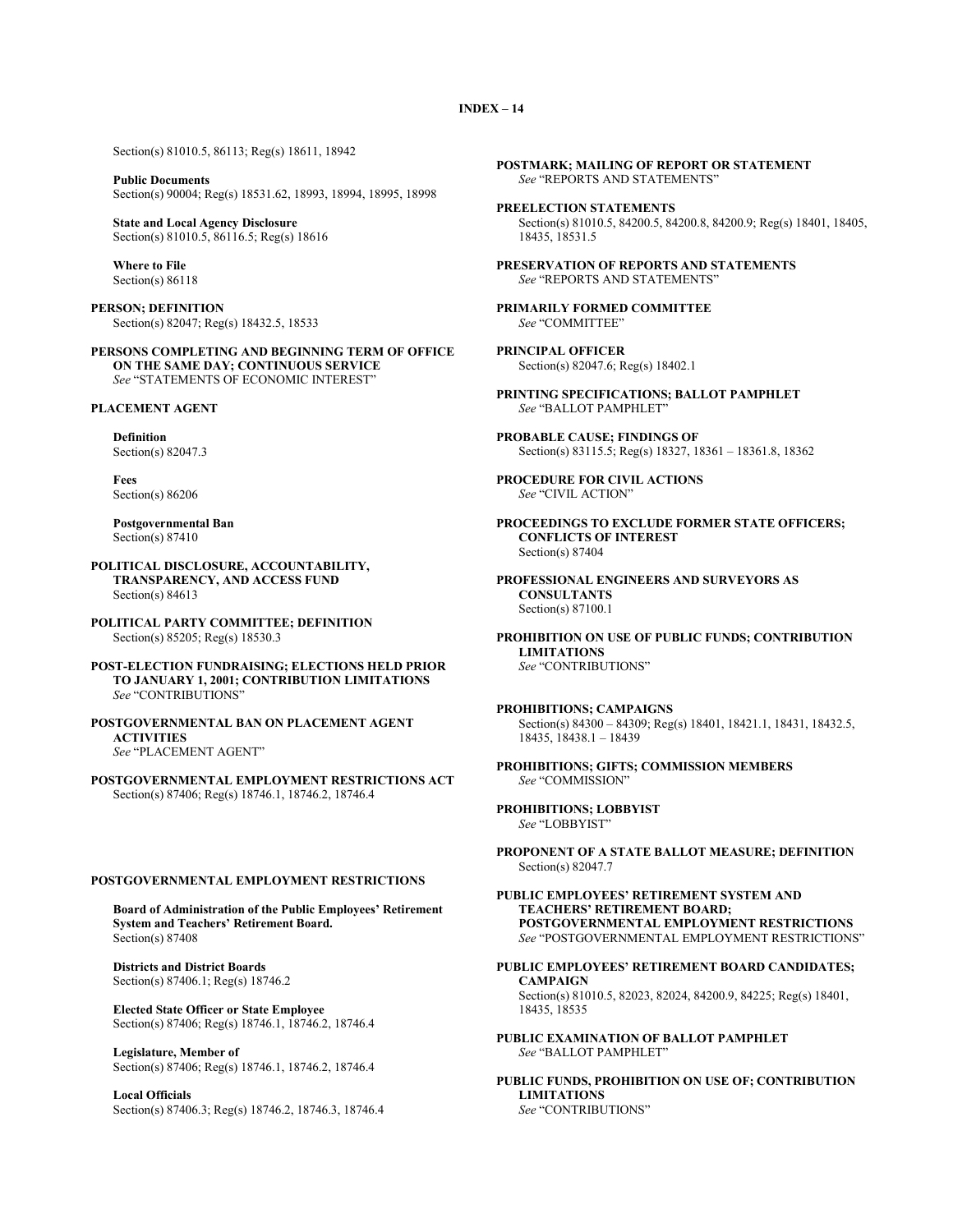Section(s) 81010.5, 86113; Reg(s) 18611, 18942

**Public Documents**
Section(s) 90004; Reg(s) 18531.62, 18993, 18994, 18995, 18998

**State and Local Agency Disclosure**
Section(s) 81010.5, 86116.5; Reg(s) 18616

**Where to File**
Section(s) 86118

**PERSON; DEFINITION**
Section(s) 82047; Reg(s) 18432.5, 18533

**PERSONS COMPLETING AND BEGINNING TERM OF OFFICE ON THE SAME DAY; CONTINUOUS SERVICE**
*See* "STATEMENTS OF ECONOMIC INTEREST"

**PLACEMENT AGENT**

**Definition**
Section(s) 82047.3

**Fees**
Section(s) 86206

**Postgovernmental Ban**
Section(s) 87410

**POLITICAL DISCLOSURE, ACCOUNTABILITY, TRANSPARENCY, AND ACCESS FUND**
Section(s) 84613

**POLITICAL PARTY COMMITTEE; DEFINITION**
Section(s) 85205; Reg(s) 18530.3

**POST-ELECTION FUNDRAISING; ELECTIONS HELD PRIOR TO JANUARY 1, 2001; CONTRIBUTION LIMITATIONS**
*See* "CONTRIBUTIONS"

**POSTGOVERNMENTAL BAN ON PLACEMENT AGENT ACTIVITIES**
*See* "PLACEMENT AGENT"

**POSTGOVERNMENTAL EMPLOYMENT RESTRICTIONS ACT**
Section(s) 87406; Reg(s) 18746.1, 18746.2, 18746.4

**POSTGOVERNMENTAL EMPLOYMENT RESTRICTIONS**

**Board of Administration of the Public Employees' Retirement System and Teachers' Retirement Board.**
Section(s) 87408

**Districts and District Boards**
Section(s) 87406.1; Reg(s) 18746.2

**Elected State Officer or State Employee**
Section(s) 87406; Reg(s) 18746.1, 18746.2, 18746.4

**Legislature, Member of**
Section(s) 87406; Reg(s) 18746.1, 18746.2, 18746.4

**Local Officials**
Section(s) 87406.3; Reg(s) 18746.2, 18746.3, 18746.4

**POSTMARK; MAILING OF REPORT OR STATEMENT**
*See* "REPORTS AND STATEMENTS"

**PREELECTION STATEMENTS**
Section(s) 81010.5, 84200.5, 84200.8, 84200.9; Reg(s) 18401, 18405, 18435, 18531.5

**PRESERVATION OF REPORTS AND STATEMENTS**
*See* "REPORTS AND STATEMENTS"

**PRIMARILY FORMED COMMITTEE**
*See* "COMMITTEE"

**PRINCIPAL OFFICER**
Section(s) 82047.6; Reg(s) 18402.1

**PRINTING SPECIFICATIONS; BALLOT PAMPHLET**
*See* "BALLOT PAMPHLET"

**PROBABLE CAUSE; FINDINGS OF**
Section(s) 83115.5; Reg(s) 18327, 18361 – 18361.8, 18362

**PROCEDURE FOR CIVIL ACTIONS**
*See* "CIVIL ACTION"

**PROCEEDINGS TO EXCLUDE FORMER STATE OFFICERS; CONFLICTS OF INTEREST**
Section(s) 87404

**PROFESSIONAL ENGINEERS AND SURVEYORS AS CONSULTANTS**
Section(s) 87100.1

**PROHIBITION ON USE OF PUBLIC FUNDS; CONTRIBUTION LIMITATIONS**
*See* "CONTRIBUTIONS"

**PROHIBITIONS; CAMPAIGNS**
Section(s) 84300 – 84309; Reg(s) 18401, 18421.1, 18431, 18432.5, 18435, 18438.1 – 18439

**PROHIBITIONS; GIFTS; COMMISSION MEMBERS**
*See* "COMMISSION"

**PROHIBITIONS; LOBBYIST**
*See* "LOBBYIST"

**PROPONENT OF A STATE BALLOT MEASURE; DEFINITION**
Section(s) 82047.7

**PUBLIC EMPLOYEES' RETIREMENT SYSTEM AND TEACHERS' RETIREMENT BOARD; POSTGOVERNMENTAL EMPLOYMENT RESTRICTIONS**
*See* "POSTGOVERNMENTAL EMPLOYMENT RESTRICTIONS"

**PUBLIC EMPLOYEES' RETIREMENT BOARD CANDIDATES; CAMPAIGN**
Section(s) 81010.5, 82023, 82024, 84200.9, 84225; Reg(s) 18401, 18435, 18535

**PUBLIC EXAMINATION OF BALLOT PAMPHLET**
*See* "BALLOT PAMPHLET"

**PUBLIC FUNDS, PROHIBITION ON USE OF; CONTRIBUTION LIMITATIONS**
*See* "CONTRIBUTIONS"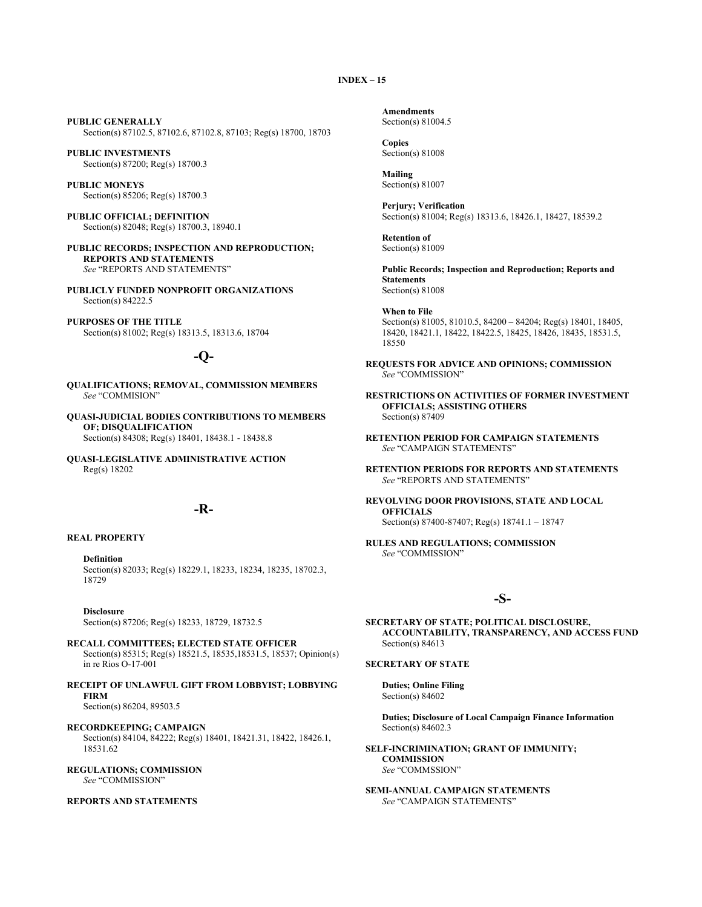**PUBLIC GENERALLY**
Section(s) 87102.5, 87102.6, 87102.8, 87103; Reg(s) 18700, 18703

**PUBLIC INVESTMENTS**
Section(s) 87200; Reg(s) 18700.3

**PUBLIC MONEYS**
Section(s) 85206; Reg(s) 18700.3

**PUBLIC OFFICIAL; DEFINITION**
Section(s) 82048; Reg(s) 18700.3, 18940.1

**PUBLIC RECORDS; INSPECTION AND REPRODUCTION; REPORTS AND STATEMENTS**
*See* "REPORTS AND STATEMENTS"

**PUBLICLY FUNDED NONPROFIT ORGANIZATIONS**
Section(s) 84222.5

**PURPOSES OF THE TITLE**
Section(s) 81002; Reg(s) 18313.5, 18313.6, 18704

## -Q-

**QUALIFICATIONS; REMOVAL, COMMISSION MEMBERS**
*See* "COMMISION"

**QUASI-JUDICIAL BODIES CONTRIBUTIONS TO MEMBERS OF; DISQUALIFICATION**
Section(s) 84308; Reg(s) 18401, 18438.1 - 18438.8

**QUASI-LEGISLATIVE ADMINISTRATIVE ACTION**
Reg(s) 18202

## -R-

**REAL PROPERTY**

**Definition**
Section(s) 82033; Reg(s) 18229.1, 18233, 18234, 18235, 18702.3, 18729

**Disclosure**
Section(s) 87206; Reg(s) 18233, 18729, 18732.5

**RECALL COMMITTEES; ELECTED STATE OFFICER**
Section(s) 85315; Reg(s) 18521.5, 18535,18531.5, 18537; Opinion(s) in re Rios O-17-001

**RECEIPT OF UNLAWFUL GIFT FROM LOBBYIST; LOBBYING FIRM**
Section(s) 86204, 89503.5

**RECORDKEEPING; CAMPAIGN**
Section(s) 84104, 84222; Reg(s) 18401, 18421.31, 18422, 18426.1, 18531.62

**REGULATIONS; COMMISSION**
*See* "COMMISSION"

**REPORTS AND STATEMENTS**

**Amendments**
Section(s) 81004.5

**Copies**
Section(s) 81008

**Mailing**
Section(s) 81007

**Perjury; Verification**
Section(s) 81004; Reg(s) 18313.6, 18426.1, 18427, 18539.2

**Retention of**
Section(s) 81009

**Public Records; Inspection and Reproduction; Reports and Statements**
Section(s) 81008

**When to File**
Section(s) 81005, 81010.5, 84200 – 84204; Reg(s) 18401, 18405, 18420, 18421.1, 18422, 18422.5, 18425, 18426, 18435, 18531.5, 18550

**REQUESTS FOR ADVICE AND OPINIONS; COMMISSION**
*See* "COMMISSION"

**RESTRICTIONS ON ACTIVITIES OF FORMER INVESTMENT OFFICIALS; ASSISTING OTHERS**
Section(s) 87409

**RETENTION PERIOD FOR CAMPAIGN STATEMENTS**
*See* "CAMPAIGN STATEMENTS"

**RETENTION PERIODS FOR REPORTS AND STATEMENTS**
*See* "REPORTS AND STATEMENTS"

**REVOLVING DOOR PROVISIONS, STATE AND LOCAL OFFICIALS**
Section(s) 87400-87407; Reg(s) 18741.1 – 18747

**RULES AND REGULATIONS; COMMISSION**
*See* "COMMISSION"

## -S-

**SECRETARY OF STATE; POLITICAL DISCLOSURE, ACCOUNTABILITY, TRANSPARENCY, AND ACCESS FUND**
Section(s) 84613

**SECRETARY OF STATE**

**Duties; Online Filing**
Section(s) 84602

**Duties; Disclosure of Local Campaign Finance Information**
Section(s) 84602.3

**SELF-INCRIMINATION; GRANT OF IMMUNITY; COMMISSION**
*See* "COMMSSION"

**SEMI-ANNUAL CAMPAIGN STATEMENTS**
*See* "CAMPAIGN STATEMENTS"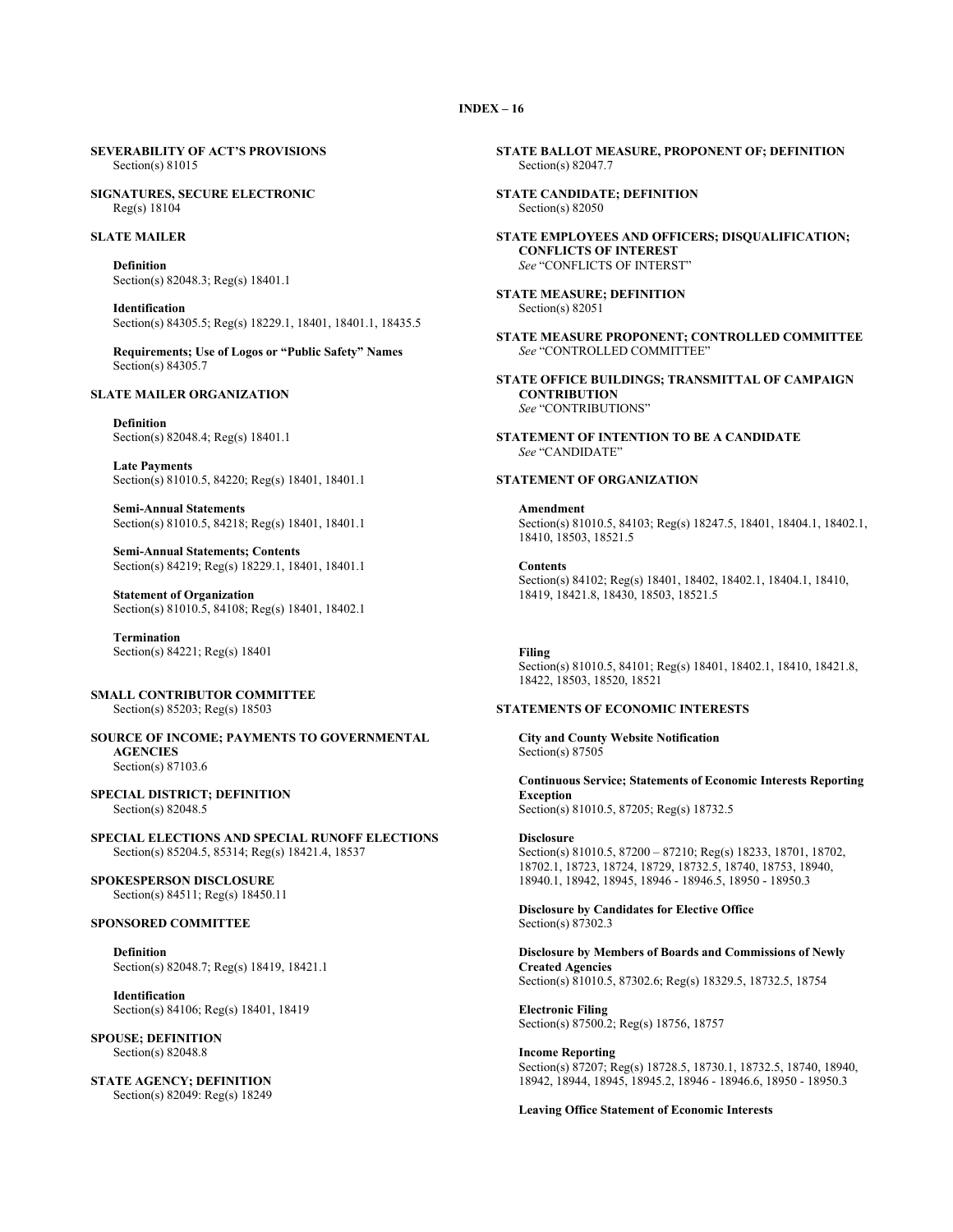**SEVERABILITY OF ACT'S PROVISIONS**
Section(s) 81015

**SIGNATURES, SECURE ELECTRONIC**
Reg(s) 18104

**SLATE MAILER**

**Definition**
Section(s) 82048.3; Reg(s) 18401.1

**Identification**
Section(s) 84305.5; Reg(s) 18229.1, 18401, 18401.1, 18435.5

**Requirements; Use of Logos or "Public Safety" Names**
Section(s) 84305.7

**SLATE MAILER ORGANIZATION**

**Definition**
Section(s) 82048.4; Reg(s) 18401.1

**Late Payments**
Section(s) 81010.5, 84220; Reg(s) 18401, 18401.1

**Semi-Annual Statements**
Section(s) 81010.5, 84218; Reg(s) 18401, 18401.1

**Semi-Annual Statements; Contents**
Section(s) 84219; Reg(s) 18229.1, 18401, 18401.1

**Statement of Organization**
Section(s) 81010.5, 84108; Reg(s) 18401, 18402.1

**Termination**
Section(s) 84221; Reg(s) 18401

**SMALL CONTRIBUTOR COMMITTEE**
Section(s) 85203; Reg(s) 18503

**SOURCE OF INCOME; PAYMENTS TO GOVERNMENTAL AGENCIES**
Section(s) 87103.6

**SPECIAL DISTRICT; DEFINITION**
Section(s) 82048.5

**SPECIAL ELECTIONS AND SPECIAL RUNOFF ELECTIONS**
Section(s) 85204.5, 85314; Reg(s) 18421.4, 18537

**SPOKESPERSON DISCLOSURE**
Section(s) 84511; Reg(s) 18450.11

**SPONSORED COMMITTEE**

**Definition**
Section(s) 82048.7; Reg(s) 18419, 18421.1

**Identification**
Section(s) 84106; Reg(s) 18401, 18419

**SPOUSE; DEFINITION**
Section(s) 82048.8

**STATE AGENCY; DEFINITION**
Section(s) 82049: Reg(s) 18249

**STATE BALLOT MEASURE, PROPONENT OF; DEFINITION**
Section(s) 82047.7

**STATE CANDIDATE; DEFINITION**
Section(s) 82050

**STATE EMPLOYEES AND OFFICERS; DISQUALIFICATION; CONFLICTS OF INTEREST**
*See* "CONFLICTS OF INTERST"

**STATE MEASURE; DEFINITION**
Section(s) 82051

**STATE MEASURE PROPONENT; CONTROLLED COMMITTEE**
*See* "CONTROLLED COMMITTEE"

**STATE OFFICE BUILDINGS; TRANSMITTAL OF CAMPAIGN CONTRIBUTION**
*See* "CONTRIBUTIONS"

**STATEMENT OF INTENTION TO BE A CANDIDATE**
*See* "CANDIDATE"

**STATEMENT OF ORGANIZATION**

**Amendment**
Section(s) 81010.5, 84103; Reg(s) 18247.5, 18401, 18404.1, 18402.1, 18410, 18503, 18521.5

**Contents**
Section(s) 84102; Reg(s) 18401, 18402, 18402.1, 18404.1, 18410, 18419, 18421.8, 18430, 18503, 18521.5

**Filing**
Section(s) 81010.5, 84101; Reg(s) 18401, 18402.1, 18410, 18421.8, 18422, 18503, 18520, 18521

**STATEMENTS OF ECONOMIC INTERESTS**

**City and County Website Notification**
Section(s) 87505

**Continuous Service; Statements of Economic Interests Reporting Exception**
Section(s) 81010.5, 87205; Reg(s) 18732.5

**Disclosure**
Section(s) 81010.5, 87200 – 87210; Reg(s) 18233, 18701, 18702, 18702.1, 18723, 18724, 18729, 18732.5, 18740, 18753, 18940, 18940.1, 18942, 18945, 18946 - 18946.5, 18950 - 18950.3

**Disclosure by Candidates for Elective Office**
Section(s) 87302.3

**Disclosure by Members of Boards and Commissions of Newly Created Agencies**
Section(s) 81010.5, 87302.6; Reg(s) 18329.5, 18732.5, 18754

**Electronic Filing**
Section(s) 87500.2; Reg(s) 18756, 18757

**Income Reporting**
Section(s) 87207; Reg(s) 18728.5, 18730.1, 18732.5, 18740, 18940, 18942, 18944, 18945, 18945.2, 18946 - 18946.6, 18950 - 18950.3

**Leaving Office Statement of Economic Interests**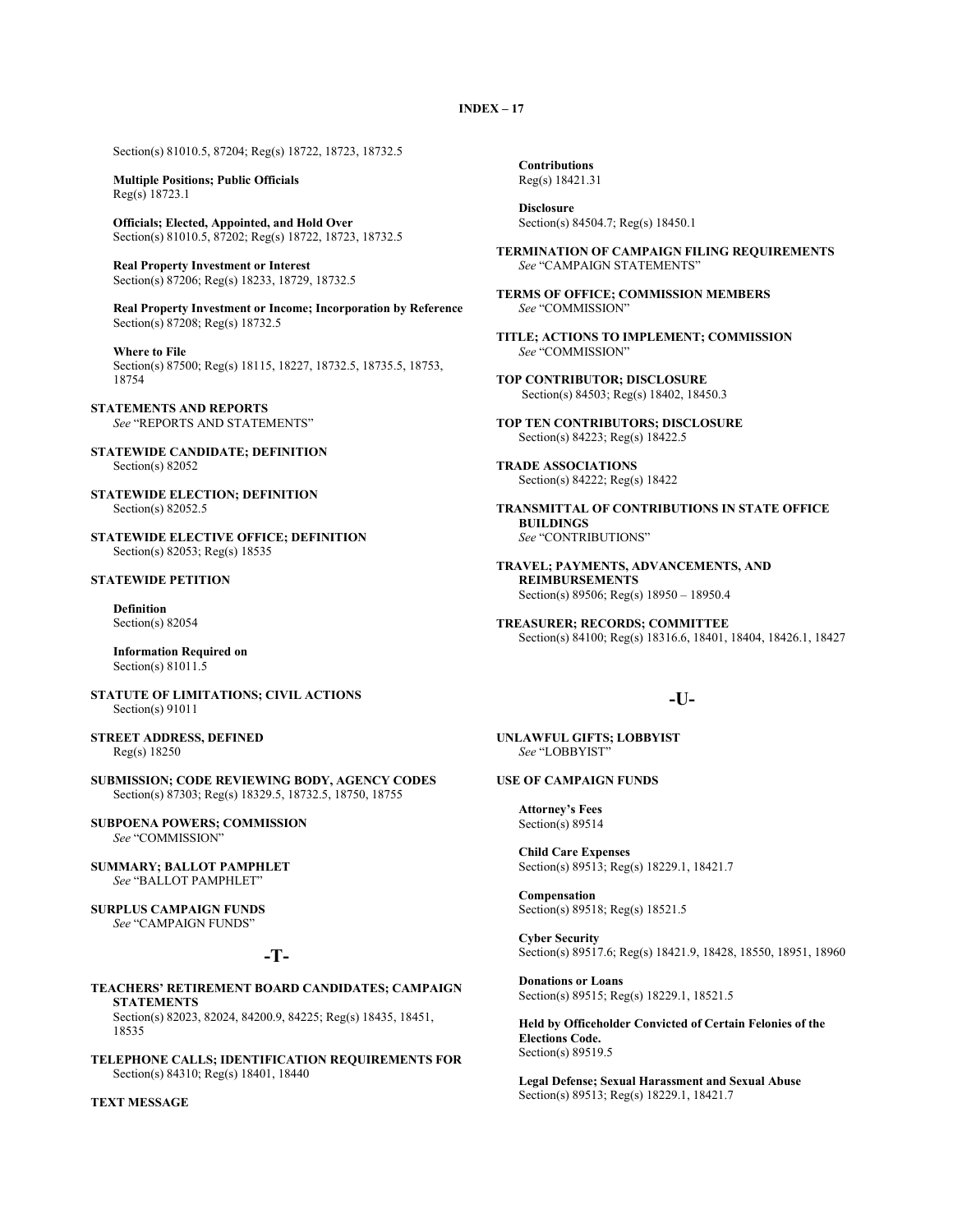Section(s) 81010.5, 87204; Reg(s) 18722, 18723, 18732.5

**Multiple Positions; Public Officials**
Reg(s) 18723.1

**Officials; Elected, Appointed, and Hold Over**
Section(s) 81010.5, 87202; Reg(s) 18722, 18723, 18732.5

**Real Property Investment or Interest**
Section(s) 87206; Reg(s) 18233, 18729, 18732.5

**Real Property Investment or Income; Incorporation by Reference**
Section(s) 87208; Reg(s) 18732.5

**Where to File**
Section(s) 87500; Reg(s) 18115, 18227, 18732.5, 18735.5, 18753, 18754

**STATEMENTS AND REPORTS**
*See* "REPORTS AND STATEMENTS"

**STATEWIDE CANDIDATE; DEFINITION**
Section(s) 82052

**STATEWIDE ELECTION; DEFINITION**
Section(s) 82052.5

**STATEWIDE ELECTIVE OFFICE; DEFINITION**
Section(s) 82053; Reg(s) 18535

**STATEWIDE PETITION**

**Definition**
Section(s) 82054

**Information Required on**
Section(s) 81011.5

**STATUTE OF LIMITATIONS; CIVIL ACTIONS**
Section(s) 91011

**STREET ADDRESS, DEFINED**
Reg(s) 18250

**SUBMISSION; CODE REVIEWING BODY, AGENCY CODES**
Section(s) 87303; Reg(s) 18329.5, 18732.5, 18750, 18755

**SUBPOENA POWERS; COMMISSION**
*See* "COMMISSION"

**SUMMARY; BALLOT PAMPHLET**
*See* "BALLOT PAMPHLET"

**SURPLUS CAMPAIGN FUNDS**
*See* "CAMPAIGN FUNDS"

## -T-

**TEACHERS' RETIREMENT BOARD CANDIDATES; CAMPAIGN STATEMENTS**
Section(s) 82023, 82024, 84200.9, 84225; Reg(s) 18435, 18451, 18535

**TELEPHONE CALLS; IDENTIFICATION REQUIREMENTS FOR**
Section(s) 84310; Reg(s) 18401, 18440

**TEXT MESSAGE**

**Contributions**
Reg(s) 18421.31

**Disclosure**
Section(s) 84504.7; Reg(s) 18450.1

**TERMINATION OF CAMPAIGN FILING REQUIREMENTS**
*See* "CAMPAIGN STATEMENTS"

**TERMS OF OFFICE; COMMISSION MEMBERS**
*See* "COMMISSION"

**TITLE; ACTIONS TO IMPLEMENT; COMMISSION**
*See* "COMMISSION"

**TOP CONTRIBUTOR; DISCLOSURE**
Section(s) 84503; Reg(s) 18402, 18450.3

**TOP TEN CONTRIBUTORS; DISCLOSURE**
Section(s) 84223; Reg(s) 18422.5

**TRADE ASSOCIATIONS**
Section(s) 84222; Reg(s) 18422

**TRANSMITTAL OF CONTRIBUTIONS IN STATE OFFICE BUILDINGS**
*See* "CONTRIBUTIONS"

**TRAVEL; PAYMENTS, ADVANCEMENTS, AND REIMBURSEMENTS**
Section(s) 89506; Reg(s) 18950 – 18950.4

**TREASURER; RECORDS; COMMITTEE**
Section(s) 84100; Reg(s) 18316.6, 18401, 18404, 18426.1, 18427

## -U-

**UNLAWFUL GIFTS; LOBBYIST**
*See* "LOBBYIST"

**USE OF CAMPAIGN FUNDS**

**Attorney's Fees**
Section(s) 89514

**Child Care Expenses**
Section(s) 89513; Reg(s) 18229.1, 18421.7

**Compensation**
Section(s) 89518; Reg(s) 18521.5

**Cyber Security**
Section(s) 89517.6; Reg(s) 18421.9, 18428, 18550, 18951, 18960

**Donations or Loans**
Section(s) 89515; Reg(s) 18229.1, 18521.5

**Held by Officeholder Convicted of Certain Felonies of the Elections Code.**
Section(s) 89519.5

**Legal Defense; Sexual Harassment and Sexual Abuse**
Section(s) 89513; Reg(s) 18229.1, 18421.7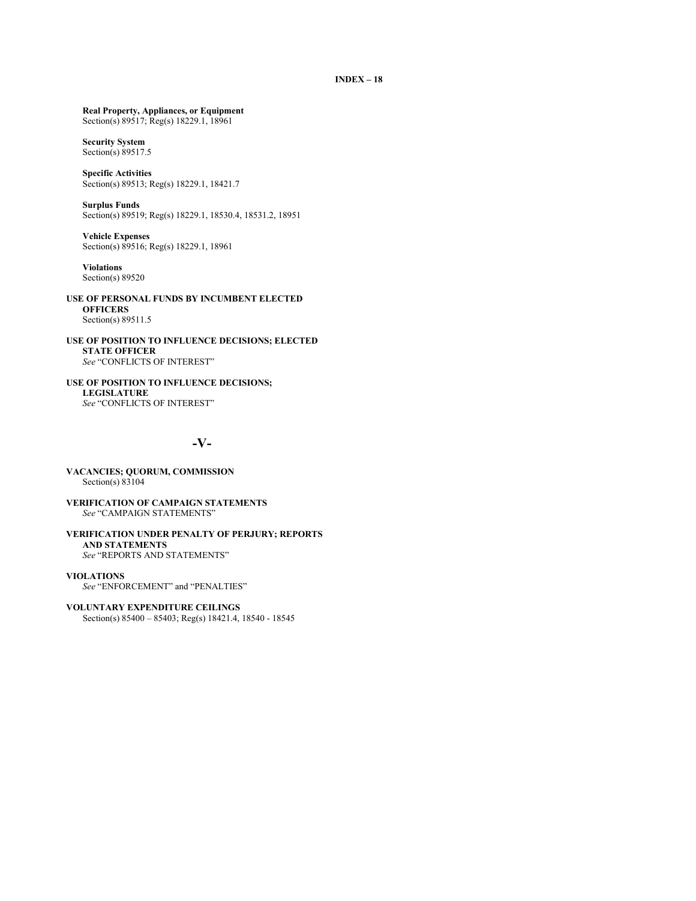**Real Property, Appliances, or Equipment**
Section(s) 89517; Reg(s) 18229.1, 18961

**Security System**
Section(s) 89517.5

**Specific Activities**
Section(s) 89513; Reg(s) 18229.1, 18421.7

**Surplus Funds**
Section(s) 89519; Reg(s) 18229.1, 18530.4, 18531.2, 18951

**Vehicle Expenses**
Section(s) 89516; Reg(s) 18229.1, 18961

**Violations**
Section(s) 89520

**USE OF PERSONAL FUNDS BY INCUMBENT ELECTED OFFICERS**
Section(s) 89511.5

**USE OF POSITION TO INFLUENCE DECISIONS; ELECTED STATE OFFICER**
*See* "CONFLICTS OF INTEREST"

**USE OF POSITION TO INFLUENCE DECISIONS; LEGISLATURE**
*See* "CONFLICTS OF INTEREST"

## -V-

**VACANCIES; QUORUM, COMMISSION**
Section(s) 83104

**VERIFICATION OF CAMPAIGN STATEMENTS**
*See* "CAMPAIGN STATEMENTS"

**VERIFICATION UNDER PENALTY OF PERJURY; REPORTS AND STATEMENTS**
*See* "REPORTS AND STATEMENTS"

**VIOLATIONS**
*See* "ENFORCEMENT" and "PENALTIES"

**VOLUNTARY EXPENDITURE CEILINGS**
Section(s) 85400 – 85403; Reg(s) 18421.4, 18540 - 18545